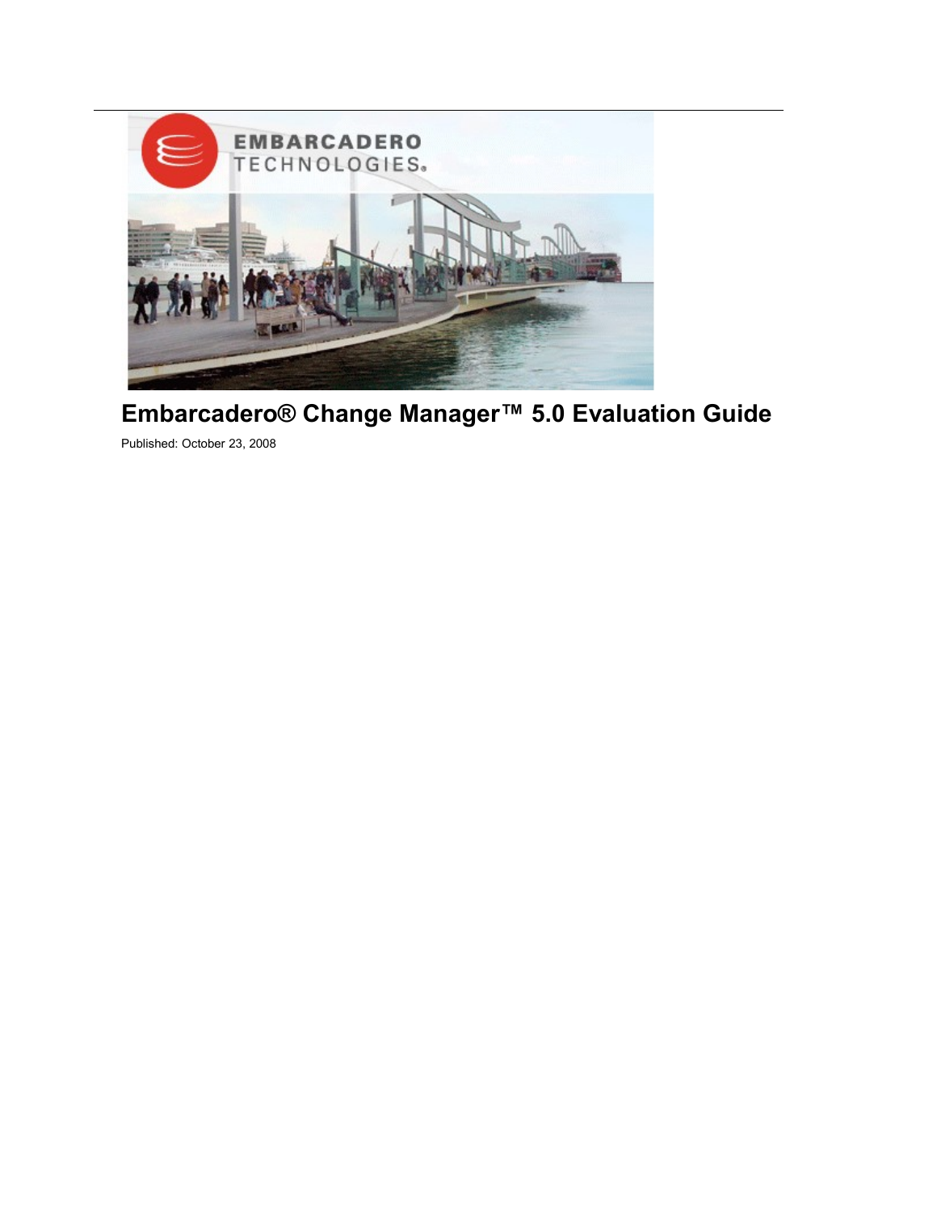# Embarcadero® Change Manager™ 5.0 Evaluation Guide

Published: October 23, 2008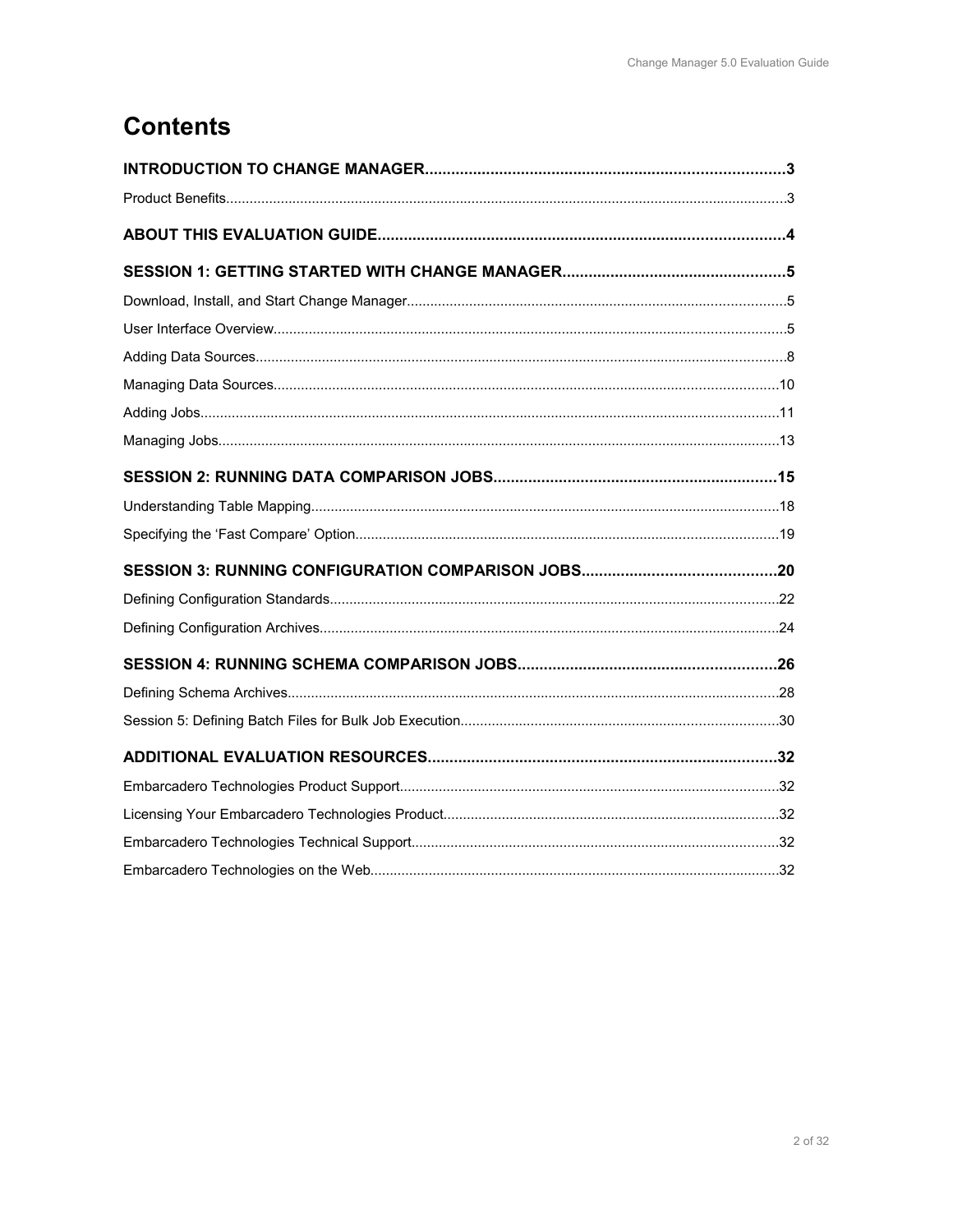# Contents

**INTRODUCTION TO CHANGE MANAGER....................................................................................3**

Product Benefits......................................................................................................................................3

**ABOUT THIS EVALUATION GUIDE.............................................................................................4**

**SESSION 1: GETTING STARTED WITH CHANGE MANAGER...................................................5**

Download, Install, and Start Change Manager.......................................................................................5

User Interface Overview..........................................................................................................................5

Adding Data Sources...............................................................................................................................8

Managing Data Sources.........................................................................................................................10

Adding Jobs............................................................................................................................................11

Managing Jobs.......................................................................................................................................13

**SESSION 2: RUNNING DATA COMPARISON JOBS.................................................................15**

Understanding Table Mapping...............................................................................................................18

Specifying the 'Fast Compare' Option....................................................................................................19

**SESSION 3: RUNNING CONFIGURATION COMPARISON JOBS............................................20**

Defining Configuration Standards..........................................................................................................22

Defining Configuration Archives............................................................................................................24

**SESSION 4: RUNNING SCHEMA COMPARISON JOBS...........................................................26**

Defining Schema Archives.....................................................................................................................28

Session 5: Defining Batch Files for Bulk Job Execution........................................................................30

**ADDITIONAL EVALUATION RESOURCES...............................................................................32**

Embarcadero Technologies Product Support.........................................................................................32

Licensing Your Embarcadero Technologies Product..............................................................................32

Embarcadero Technologies Technical Support.......................................................................................32

Embarcadero Technologies on the Web..................................................................................................32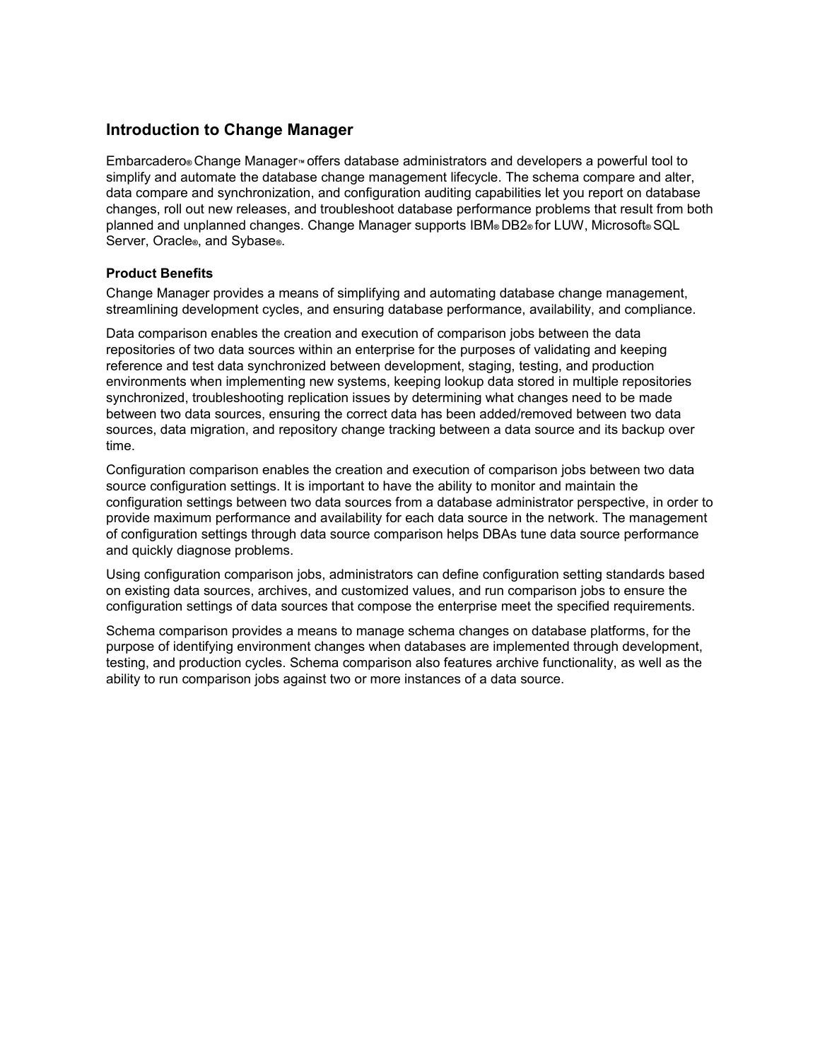## Introduction to Change Manager

Embarcadero® Change Manager™ offers database administrators and developers a powerful tool to simplify and automate the database change management lifecycle. The schema compare and alter, data compare and synchronization, and configuration auditing capabilities let you report on database changes, roll out new releases, and troubleshoot database performance problems that result from both planned and unplanned changes. Change Manager supports IBM® DB2® for LUW, Microsoft® SQL Server, Oracle®, and Sybase®.

### Product Benefits

Change Manager provides a means of simplifying and automating database change management, streamlining development cycles, and ensuring database performance, availability, and compliance.

Data comparison enables the creation and execution of comparison jobs between the data repositories of two data sources within an enterprise for the purposes of validating and keeping reference and test data synchronized between development, staging, testing, and production environments when implementing new systems, keeping lookup data stored in multiple repositories synchronized, troubleshooting replication issues by determining what changes need to be made between two data sources, ensuring the correct data has been added/removed between two data sources, data migration, and repository change tracking between a data source and its backup over time.

Configuration comparison enables the creation and execution of comparison jobs between two data source configuration settings. It is important to have the ability to monitor and maintain the configuration settings between two data sources from a database administrator perspective, in order to provide maximum performance and availability for each data source in the network. The management of configuration settings through data source comparison helps DBAs tune data source performance and quickly diagnose problems.

Using configuration comparison jobs, administrators can define configuration setting standards based on existing data sources, archives, and customized values, and run comparison jobs to ensure the configuration settings of data sources that compose the enterprise meet the specified requirements.

Schema comparison provides a means to manage schema changes on database platforms, for the purpose of identifying environment changes when databases are implemented through development, testing, and production cycles. Schema comparison also features archive functionality, as well as the ability to run comparison jobs against two or more instances of a data source.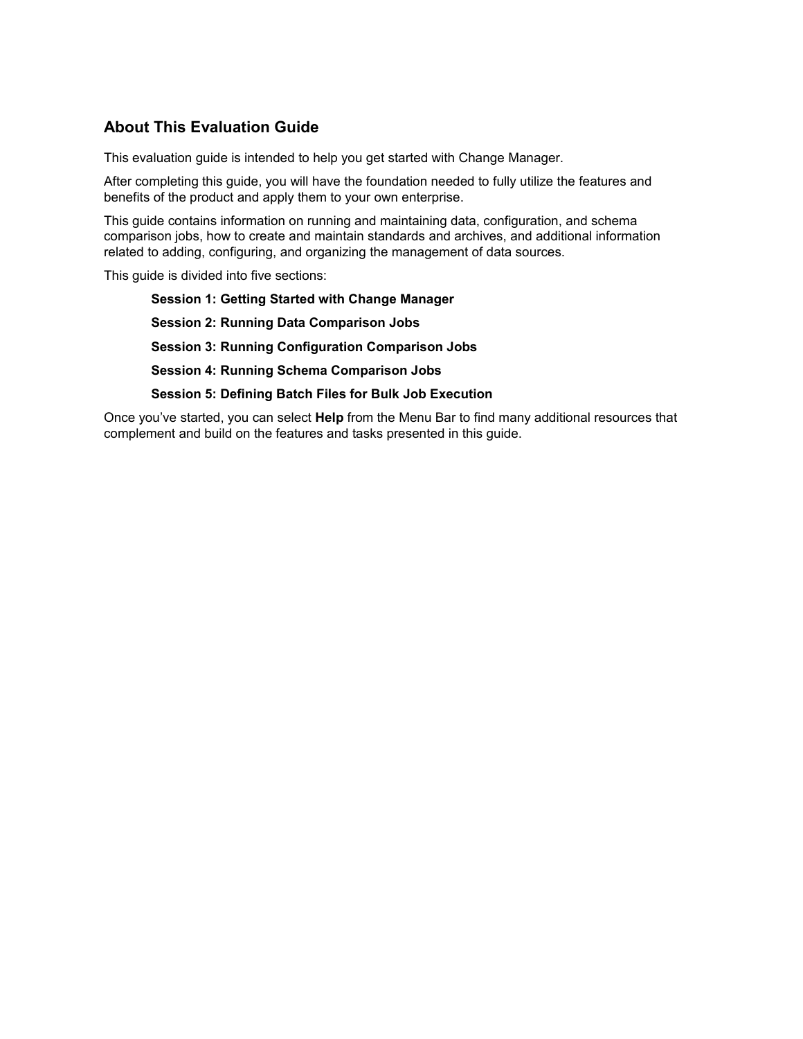## About This Evaluation Guide

This evaluation guide is intended to help you get started with Change Manager.

After completing this guide, you will have the foundation needed to fully utilize the features and benefits of the product and apply them to your own enterprise.

This guide contains information on running and maintaining data, configuration, and schema comparison jobs, how to create and maintain standards and archives, and additional information related to adding, configuring, and organizing the management of data sources.

This guide is divided into five sections:

> **Session 1: Getting Started with Change Manager**
>
> **Session 2: Running Data Comparison Jobs**
>
> **Session 3: Running Configuration Comparison Jobs**
>
> **Session 4: Running Schema Comparison Jobs**
>
> **Session 5: Defining Batch Files for Bulk Job Execution**

Once you've started, you can select **Help** from the Menu Bar to find many additional resources that complement and build on the features and tasks presented in this guide.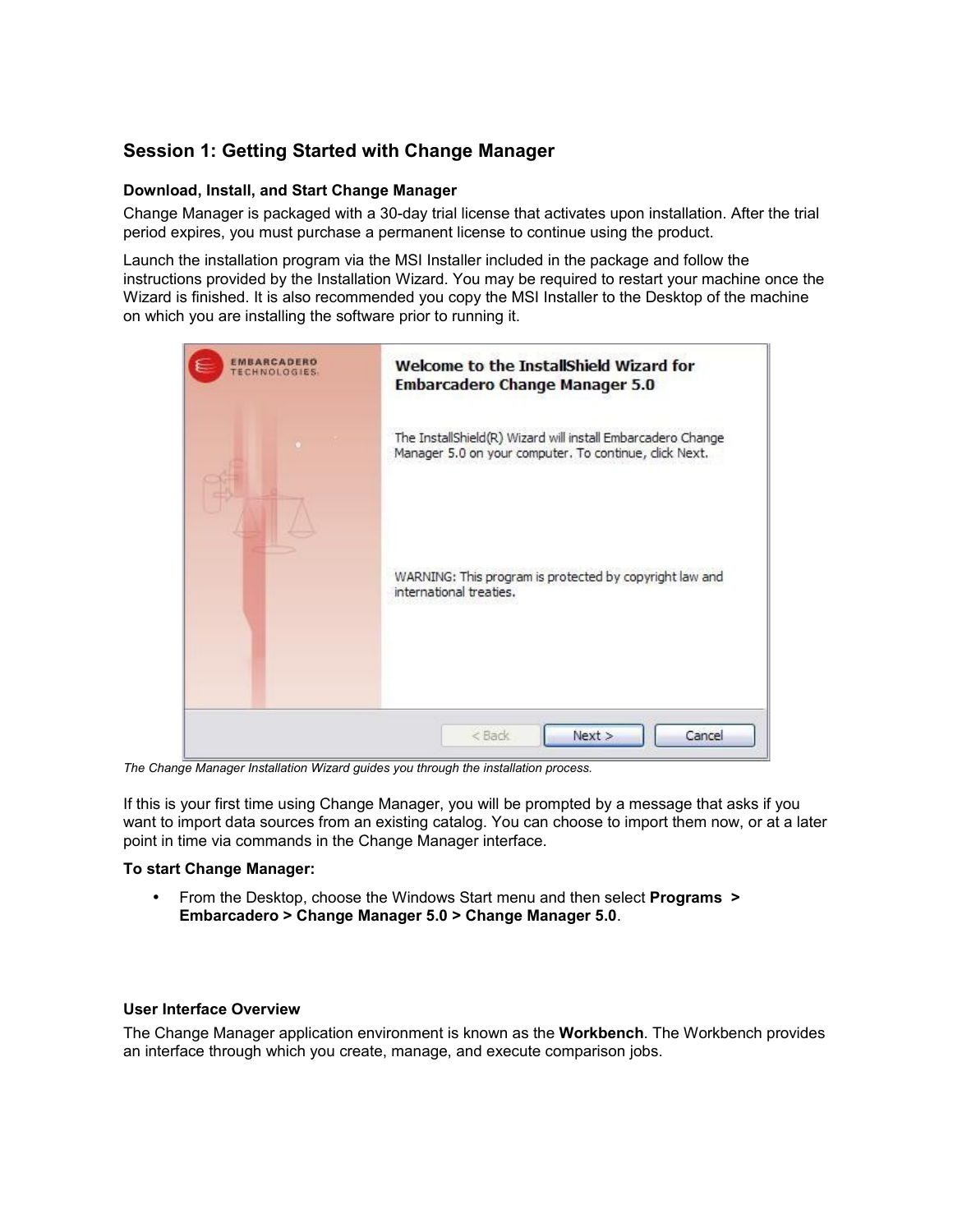## Session 1: Getting Started with Change Manager

### Download, Install, and Start Change Manager

Change Manager is packaged with a 30-day trial license that activates upon installation. After the trial period expires, you must purchase a permanent license to continue using the product.

Launch the installation program via the MSI Installer included in the package and follow the instructions provided by the Installation Wizard. You may be required to restart your machine once the Wizard is finished. It is also recommended you copy the MSI Installer to the Desktop of the machine on which you are installing the software prior to running it.

*The Change Manager Installation Wizard guides you through the installation process.*

If this is your first time using Change Manager, you will be prompted by a message that asks if you want to import data sources from an existing catalog. You can choose to import them now, or at a later point in time via commands in the Change Manager interface.

**To start Change Manager:**

- From the Desktop, choose the Windows Start menu and then select **Programs > Embarcadero > Change Manager 5.0 > Change Manager 5.0**.

### User Interface Overview

The Change Manager application environment is known as the **Workbench**. The Workbench provides an interface through which you create, manage, and execute comparison jobs.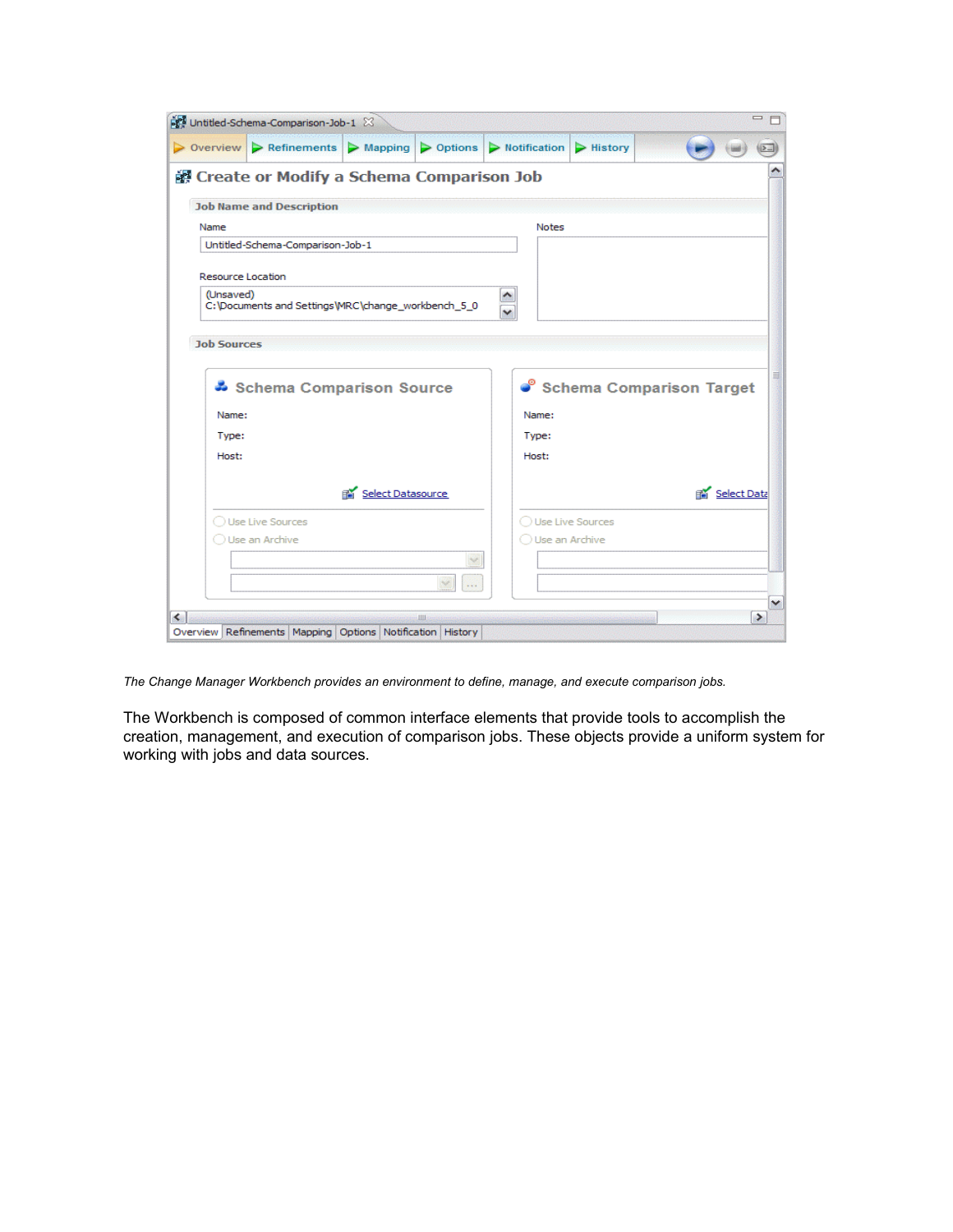*The Change Manager Workbench provides an environment to define, manage, and execute comparison jobs.*

The Workbench is composed of common interface elements that provide tools to accomplish the creation, management, and execution of comparison jobs. These objects provide a uniform system for working with jobs and data sources.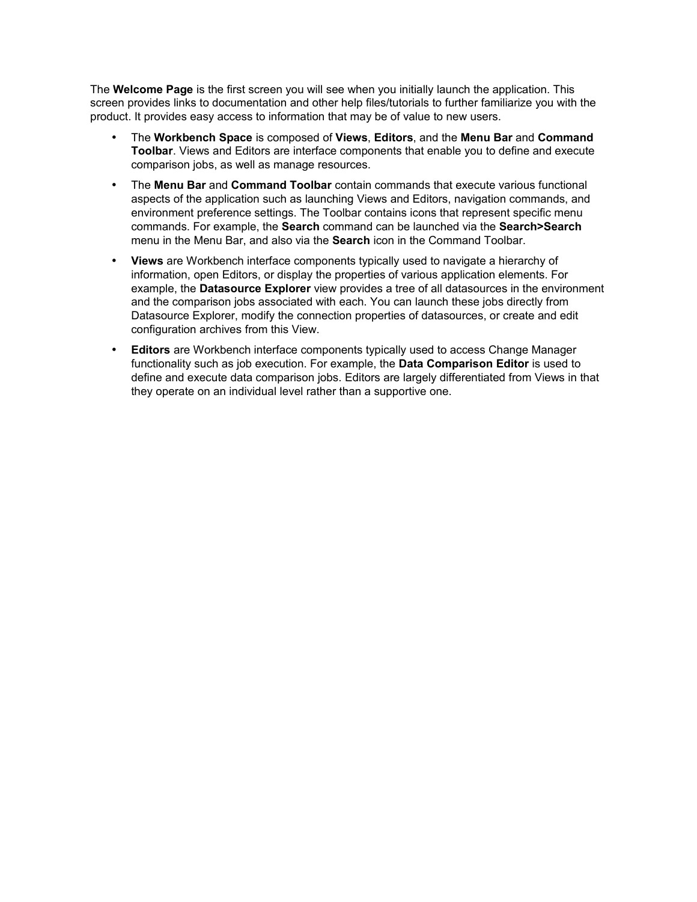The **Welcome Page** is the first screen you will see when you initially launch the application. This screen provides links to documentation and other help files/tutorials to further familiarize you with the product. It provides easy access to information that may be of value to new users.

- The **Workbench Space** is composed of **Views**, **Editors**, and the **Menu Bar** and **Command Toolbar**. Views and Editors are interface components that enable you to define and execute comparison jobs, as well as manage resources.
- The **Menu Bar** and **Command Toolbar** contain commands that execute various functional aspects of the application such as launching Views and Editors, navigation commands, and environment preference settings. The Toolbar contains icons that represent specific menu commands. For example, the **Search** command can be launched via the **Search>Search** menu in the Menu Bar, and also via the **Search** icon in the Command Toolbar.
- **Views** are Workbench interface components typically used to navigate a hierarchy of information, open Editors, or display the properties of various application elements. For example, the **Datasource Explorer** view provides a tree of all datasources in the environment and the comparison jobs associated with each. You can launch these jobs directly from Datasource Explorer, modify the connection properties of datasources, or create and edit configuration archives from this View.
- **Editors** are Workbench interface components typically used to access Change Manager functionality such as job execution. For example, the **Data Comparison Editor** is used to define and execute data comparison jobs. Editors are largely differentiated from Views in that they operate on an individual level rather than a supportive one.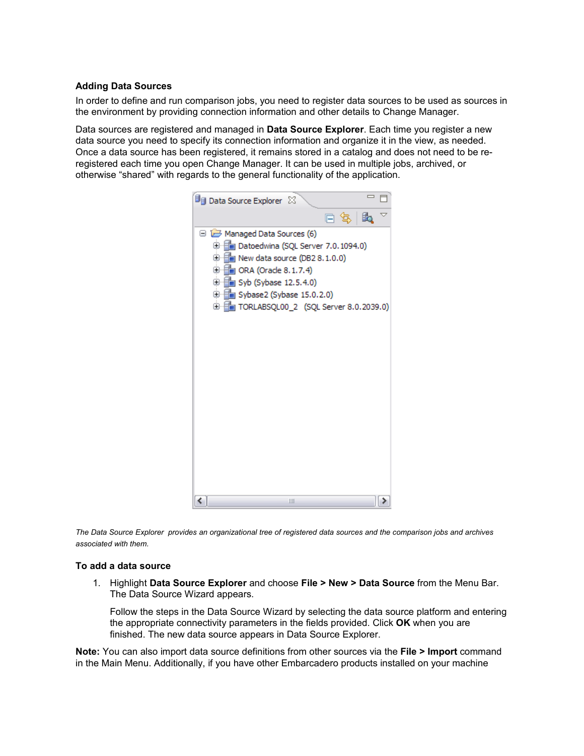### Adding Data Sources

In order to define and run comparison jobs, you need to register data sources to be used as sources in the environment by providing connection information and other details to Change Manager.

Data sources are registered and managed in **Data Source Explorer**. Each time you register a new data source you need to specify its connection information and organize it in the view, as needed. Once a data source has been registered, it remains stored in a catalog and does not need to be re-registered each time you open Change Manager. It can be used in multiple jobs, archived, or otherwise “shared” with regards to the general functionality of the application.

*The Data Source Explorer provides an organizational tree of registered data sources and the comparison jobs and archives associated with them.*

### To add a data source

1. Highlight **Data Source Explorer** and choose **File > New > Data Source** from the Menu Bar. The Data Source Wizard appears.

   Follow the steps in the Data Source Wizard by selecting the data source platform and entering the appropriate connectivity parameters in the fields provided. Click **OK** when you are finished. The new data source appears in Data Source Explorer.

**Note:** You can also import data source definitions from other sources via the **File > Import** command in the Main Menu. Additionally, if you have other Embarcadero products installed on your machine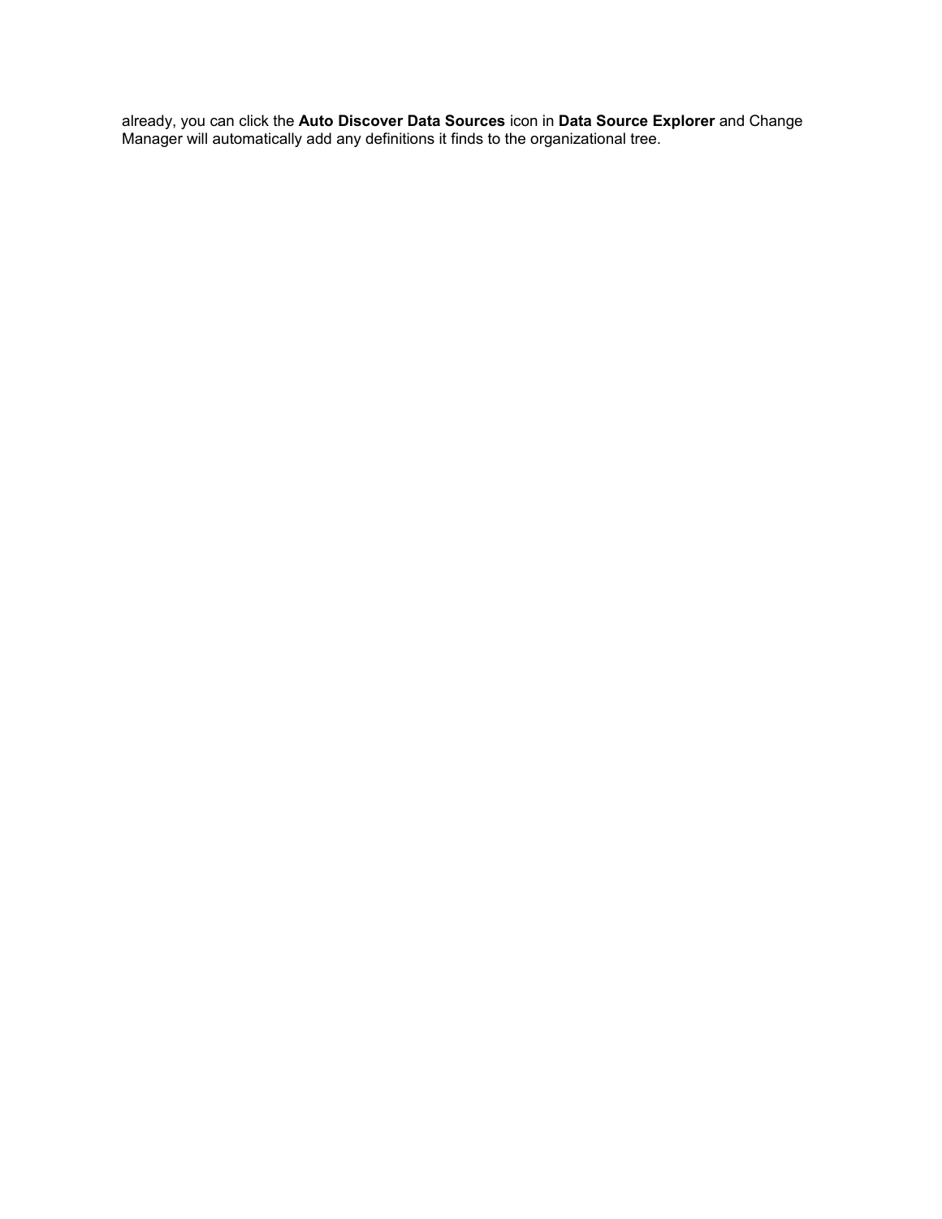already, you can click the **Auto Discover Data Sources** icon in **Data Source Explorer** and Change Manager will automatically add any definitions it finds to the organizational tree.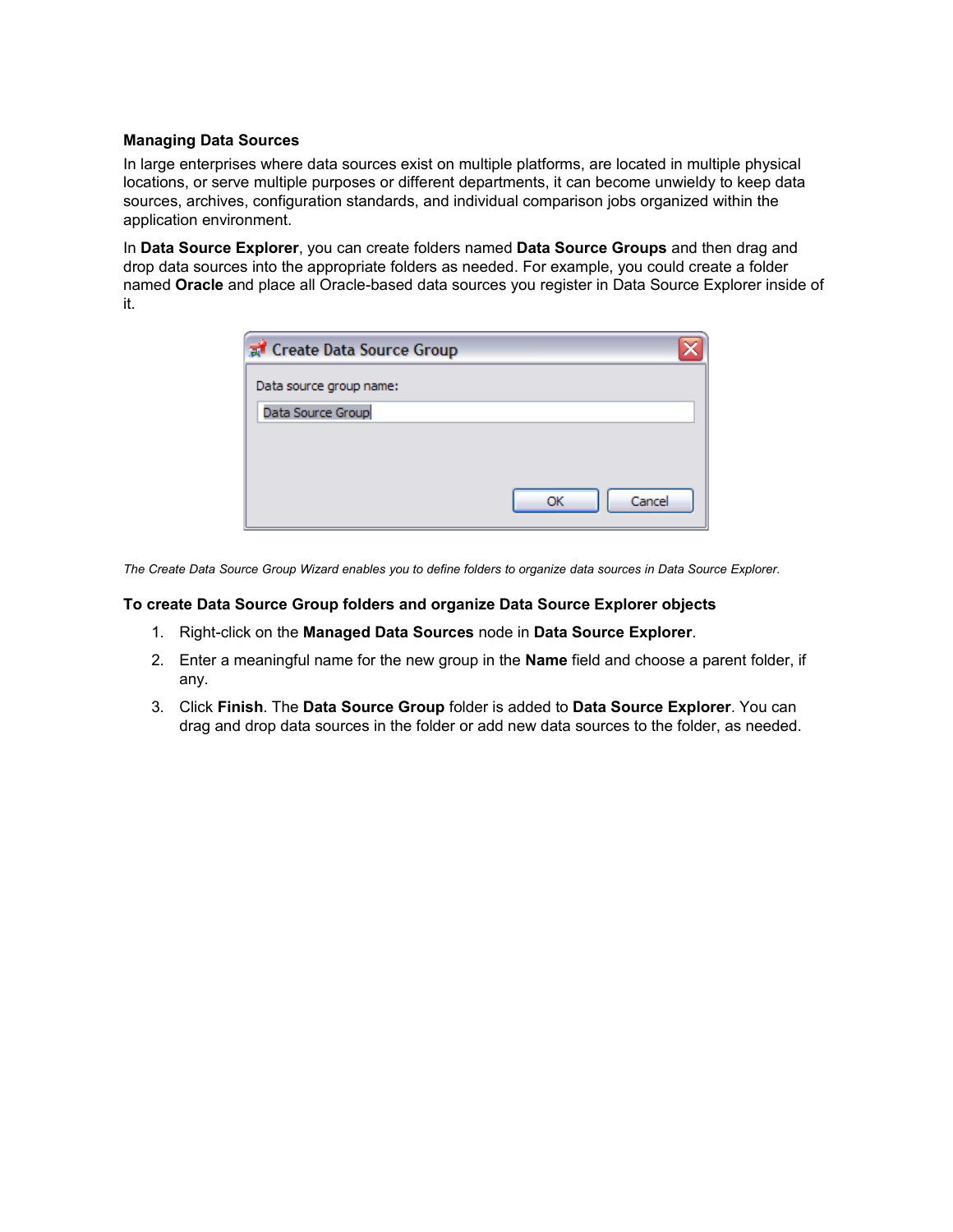**Managing Data Sources**

In large enterprises where data sources exist on multiple platforms, are located in multiple physical locations, or serve multiple purposes or different departments, it can become unwieldy to keep data sources, archives, configuration standards, and individual comparison jobs organized within the application environment.

In **Data Source Explorer**, you can create folders named **Data Source Groups** and then drag and drop data sources into the appropriate folders as needed. For example, you could create a folder named **Oracle** and place all Oracle-based data sources you register in Data Source Explorer inside of it.

*The Create Data Source Group Wizard enables you to define folders to organize data sources in Data Source Explorer.*

**To create Data Source Group folders and organize Data Source Explorer objects**

1. Right-click on the **Managed Data Sources** node in **Data Source Explorer**.
2. Enter a meaningful name for the new group in the **Name** field and choose a parent folder, if any.
3. Click **Finish**. The **Data Source Group** folder is added to **Data Source Explorer**. You can drag and drop data sources in the folder or add new data sources to the folder, as needed.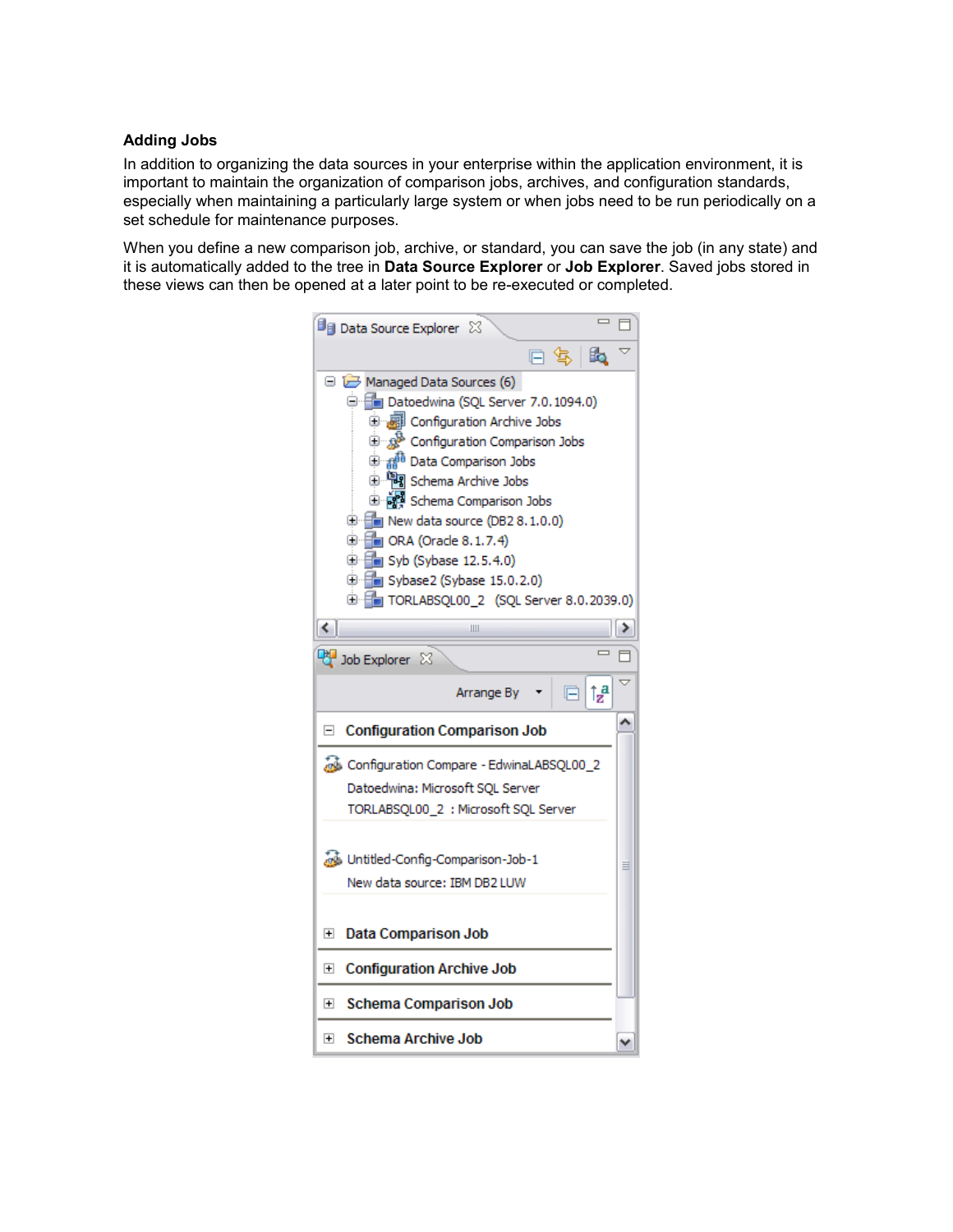**Adding Jobs**

In addition to organizing the data sources in your enterprise within the application environment, it is important to maintain the organization of comparison jobs, archives, and configuration standards, especially when maintaining a particularly large system or when jobs need to be run periodically on a set schedule for maintenance purposes.

When you define a new comparison job, archive, or standard, you can save the job (in any state) and it is automatically added to the tree in **Data Source Explorer** or **Job Explorer**. Saved jobs stored in these views can then be opened at a later point to be re-executed or completed.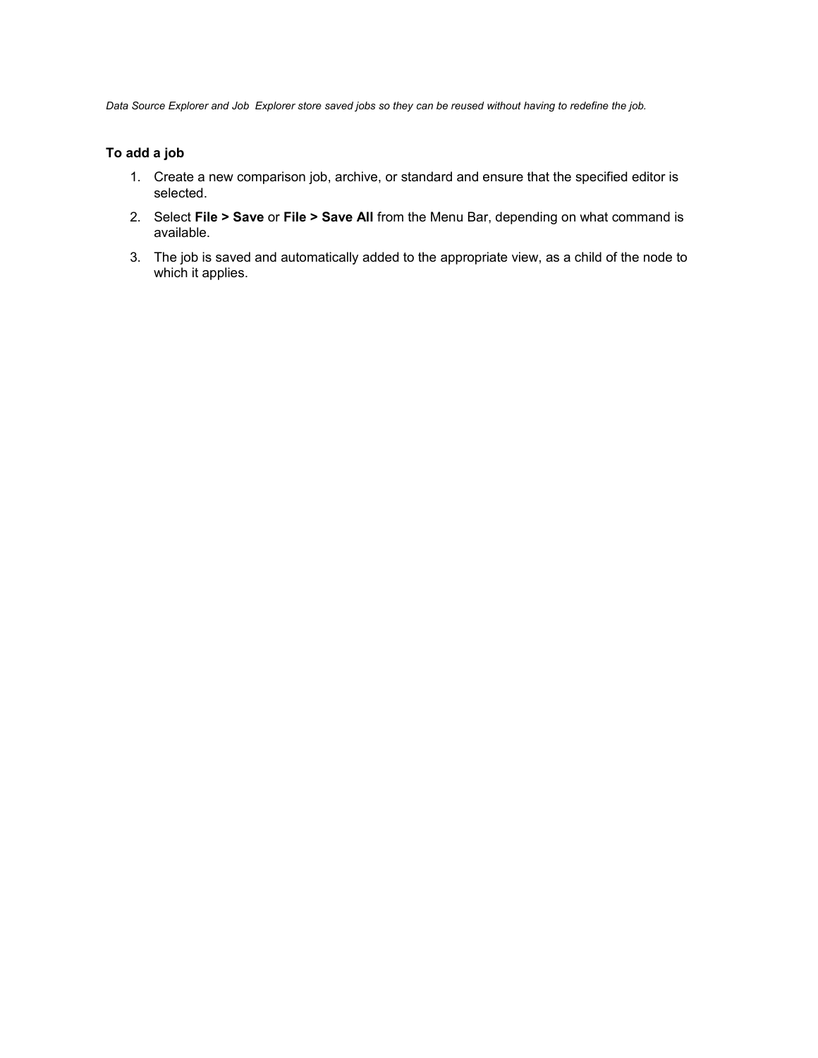*Data Source Explorer and Job  Explorer store saved jobs so they can be reused without having to redefine the job.*

**To add a job**

1. Create a new comparison job, archive, or standard and ensure that the specified editor is selected.
2. Select **File > Save** or **File > Save All** from the Menu Bar, depending on what command is available.
3. The job is saved and automatically added to the appropriate view, as a child of the node to which it applies.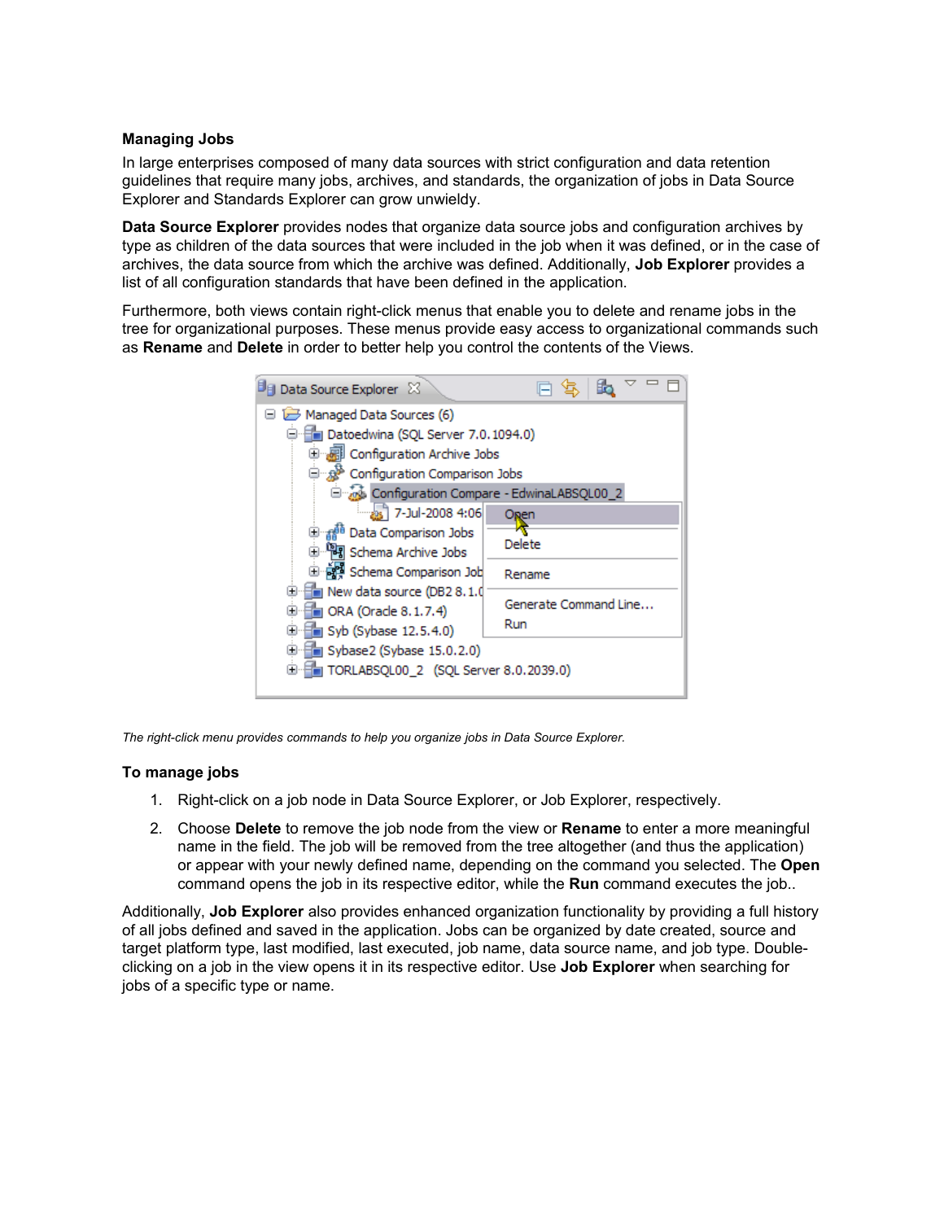## Managing Jobs

In large enterprises composed of many data sources with strict configuration and data retention guidelines that require many jobs, archives, and standards, the organization of jobs in Data Source Explorer and Standards Explorer can grow unwieldy.

**Data Source Explorer** provides nodes that organize data source jobs and configuration archives by type as children of the data sources that were included in the job when it was defined, or in the case of archives, the data source from which the archive was defined. Additionally, **Job Explorer** provides a list of all configuration standards that have been defined in the application.

Furthermore, both views contain right-click menus that enable you to delete and rename jobs in the tree for organizational purposes. These menus provide easy access to organizational commands such as **Rename** and **Delete** in order to better help you control the contents of the Views.

*The right-click menu provides commands to help you organize jobs in Data Source Explorer.*

### To manage jobs

1. Right-click on a job node in Data Source Explorer, or Job Explorer, respectively.
2. Choose **Delete** to remove the job node from the view or **Rename** to enter a more meaningful name in the field. The job will be removed from the tree altogether (and thus the application) or appear with your newly defined name, depending on the command you selected. The **Open** command opens the job in its respective editor, while the **Run** command executes the job..

Additionally, **Job Explorer** also provides enhanced organization functionality by providing a full history of all jobs defined and saved in the application. Jobs can be organized by date created, source and target platform type, last modified, last executed, job name, data source name, and job type. Double-clicking on a job in the view opens it in its respective editor. Use **Job Explorer** when searching for jobs of a specific type or name.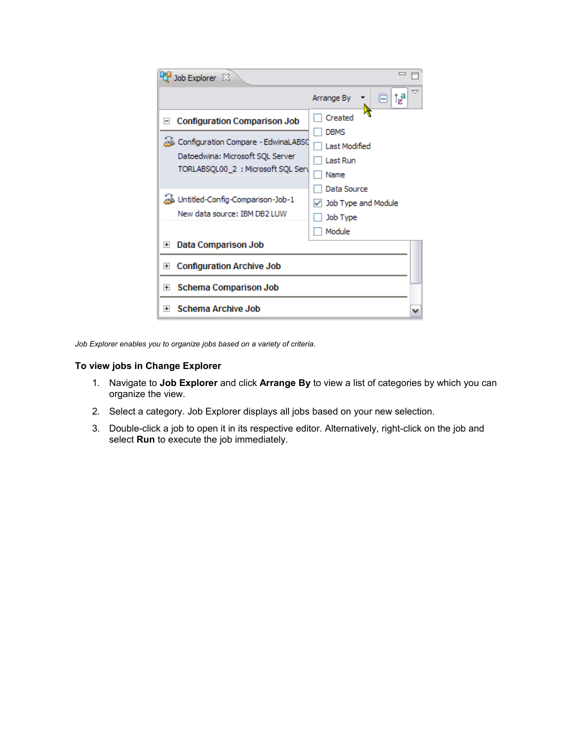*Job Explorer enables you to organize jobs based on a variety of criteria.*

**To view jobs in Change Explorer**

1. Navigate to **Job Explorer** and click **Arrange By** to view a list of categories by which you can organize the view.
2. Select a category. Job Explorer displays all jobs based on your new selection.
3. Double-click a job to open it in its respective editor. Alternatively, right-click on the job and select **Run** to execute the job immediately.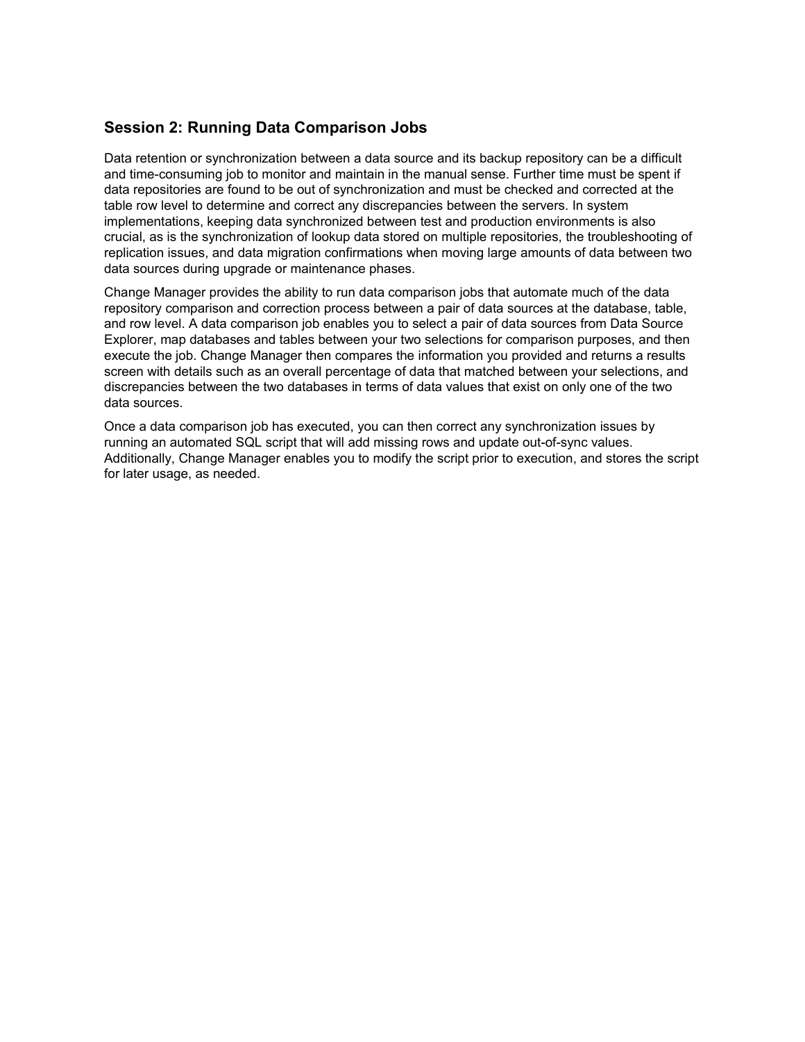## Session 2: Running Data Comparison Jobs

Data retention or synchronization between a data source and its backup repository can be a difficult and time-consuming job to monitor and maintain in the manual sense. Further time must be spent if data repositories are found to be out of synchronization and must be checked and corrected at the table row level to determine and correct any discrepancies between the servers. In system implementations, keeping data synchronized between test and production environments is also crucial, as is the synchronization of lookup data stored on multiple repositories, the troubleshooting of replication issues, and data migration confirmations when moving large amounts of data between two data sources during upgrade or maintenance phases.

Change Manager provides the ability to run data comparison jobs that automate much of the data repository comparison and correction process between a pair of data sources at the database, table, and row level. A data comparison job enables you to select a pair of data sources from Data Source Explorer, map databases and tables between your two selections for comparison purposes, and then execute the job. Change Manager then compares the information you provided and returns a results screen with details such as an overall percentage of data that matched between your selections, and discrepancies between the two databases in terms of data values that exist on only one of the two data sources.

Once a data comparison job has executed, you can then correct any synchronization issues by running an automated SQL script that will add missing rows and update out-of-sync values. Additionally, Change Manager enables you to modify the script prior to execution, and stores the script for later usage, as needed.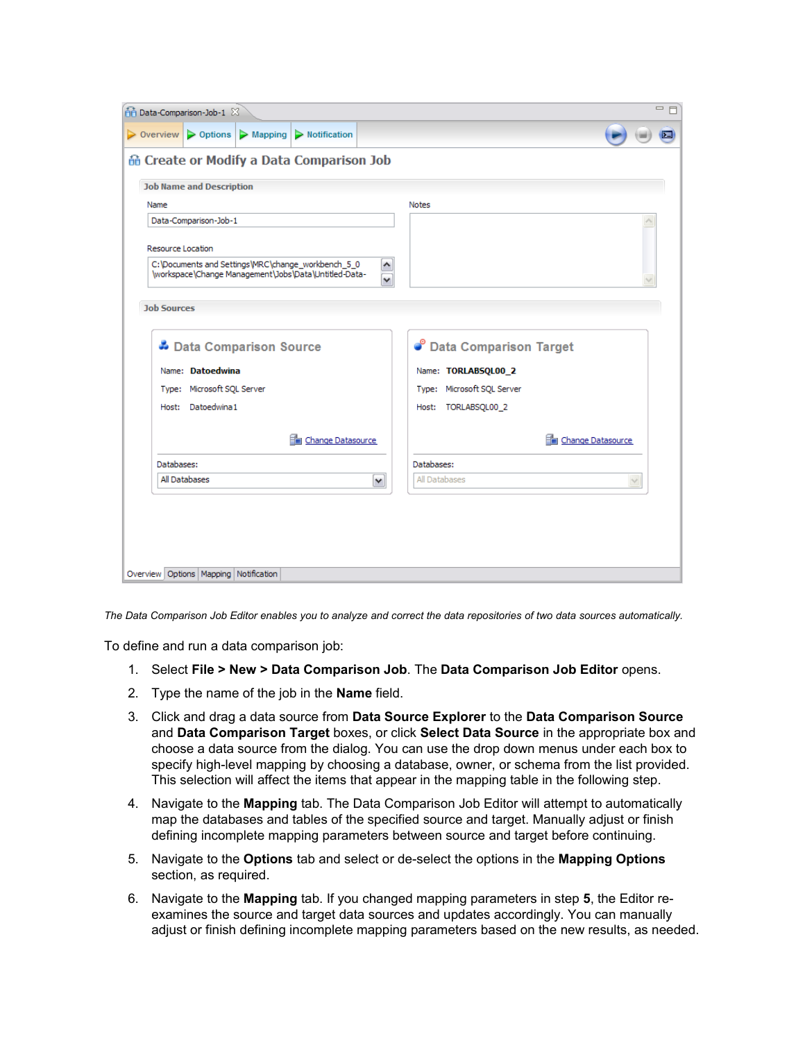*The Data Comparison Job Editor enables you to analyze and correct the data repositories of two data sources automatically.*

To define and run a data comparison job:

1. Select **File > New > Data Comparison Job**. The **Data Comparison Job Editor** opens.
2. Type the name of the job in the **Name** field.
3. Click and drag a data source from **Data Source Explorer** to the **Data Comparison Source** and **Data Comparison Target** boxes, or click **Select Data Source** in the appropriate box and choose a data source from the dialog. You can use the drop down menus under each box to specify high-level mapping by choosing a database, owner, or schema from the list provided. This selection will affect the items that appear in the mapping table in the following step.
4. Navigate to the **Mapping** tab. The Data Comparison Job Editor will attempt to automatically map the databases and tables of the specified source and target. Manually adjust or finish defining incomplete mapping parameters between source and target before continuing.
5. Navigate to the **Options** tab and select or de-select the options in the **Mapping Options** section, as required.
6. Navigate to the **Mapping** tab. If you changed mapping parameters in step **5**, the Editor re-examines the source and target data sources and updates accordingly. You can manually adjust or finish defining incomplete mapping parameters based on the new results, as needed.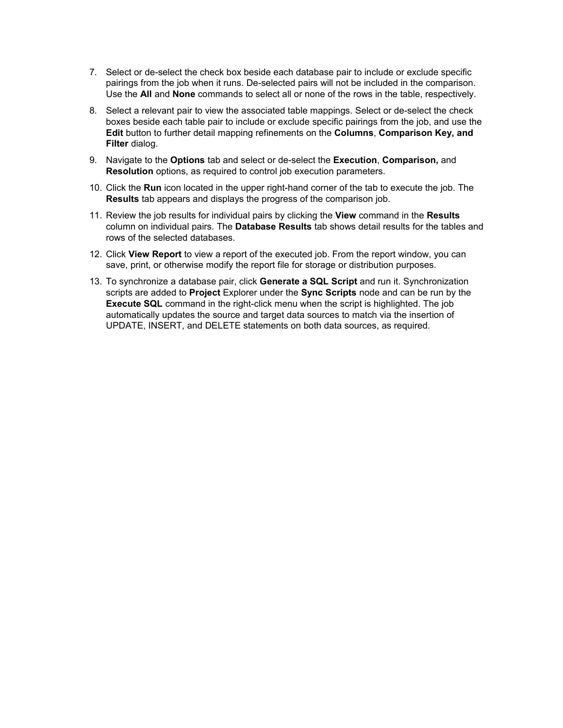7. Select or de-select the check box beside each database pair to include or exclude specific pairings from the job when it runs. De-selected pairs will not be included in the comparison. Use the **All** and **None** commands to select all or none of the rows in the table, respectively.
8. Select a relevant pair to view the associated table mappings. Select or de-select the check boxes beside each table pair to include or exclude specific pairings from the job, and use the **Edit** button to further detail mapping refinements on the **Columns**, **Comparison Key, and Filter** dialog.
9. Navigate to the **Options** tab and select or de-select the **Execution**, **Comparison,** and **Resolution** options, as required to control job execution parameters.
10. Click the **Run** icon located in the upper right-hand corner of the tab to execute the job. The **Results** tab appears and displays the progress of the comparison job.
11. Review the job results for individual pairs by clicking the **View** command in the **Results** column on individual pairs. The **Database Results** tab shows detail results for the tables and rows of the selected databases.
12. Click **View Report** to view a report of the executed job. From the report window, you can save, print, or otherwise modify the report file for storage or distribution purposes.
13. To synchronize a database pair, click **Generate a SQL Script** and run it. Synchronization scripts are added to **Project** Explorer under the **Sync Scripts** node and can be run by the **Execute SQL** command in the right-click menu when the script is highlighted. The job automatically updates the source and target data sources to match via the insertion of UPDATE, INSERT, and DELETE statements on both data sources, as required.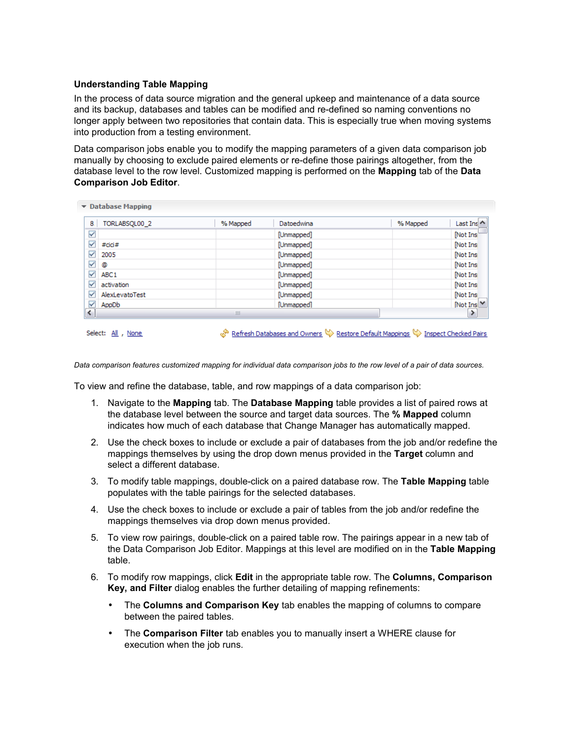### Understanding Table Mapping

In the process of data source migration and the general upkeep and maintenance of a data source and its backup, databases and tables can be modified and re-defined so naming conventions no longer apply between two repositories that contain data. This is especially true when moving systems into production from a testing environment.

Data comparison jobs enable you to modify the mapping parameters of a given data comparison job manually by choosing to exclude paired elements or re-define those pairings altogether, from the database level to the row level. Customized mapping is performed on the **Mapping** tab of the **Data Comparison Job Editor**.

*Data comparison features customized mapping for individual data comparison jobs to the row level of a pair of data sources.*

To view and refine the database, table, and row mappings of a data comparison job:

1. Navigate to the **Mapping** tab. The **Database Mapping** table provides a list of paired rows at the database level between the source and target data sources. The **% Mapped** column indicates how much of each database that Change Manager has automatically mapped.
2. Use the check boxes to include or exclude a pair of databases from the job and/or redefine the mappings themselves by using the drop down menus provided in the **Target** column and select a different database.
3. To modify table mappings, double-click on a paired database row. The **Table Mapping** table populates with the table pairings for the selected databases.
4. Use the check boxes to include or exclude a pair of tables from the job and/or redefine the mappings themselves via drop down menus provided.
5. To view row pairings, double-click on a paired table row. The pairings appear in a new tab of the Data Comparison Job Editor. Mappings at this level are modified on in the **Table Mapping** table.
6. To modify row mappings, click **Edit** in the appropriate table row. The **Columns, Comparison Key, and Filter** dialog enables the further detailing of mapping refinements:
   - The **Columns and Comparison Key** tab enables the mapping of columns to compare between the paired tables.
   - The **Comparison Filter** tab enables you to manually insert a WHERE clause for execution when the job runs.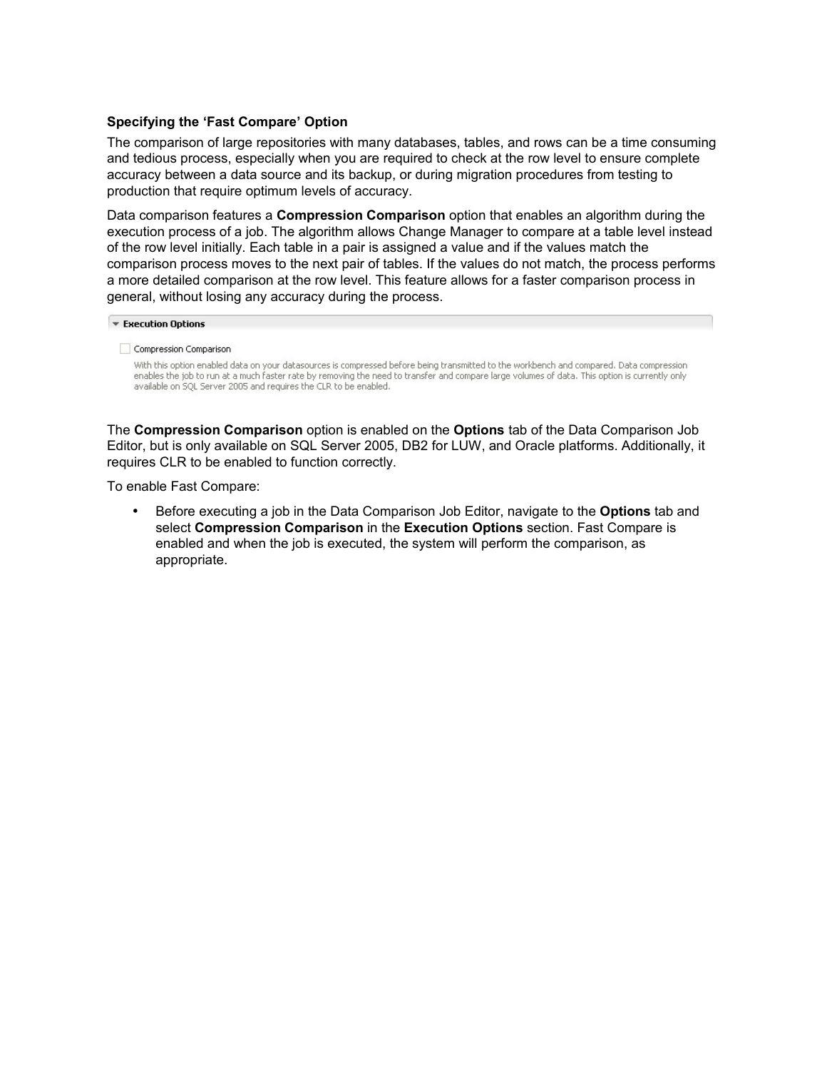**Specifying the 'Fast Compare' Option**

The comparison of large repositories with many databases, tables, and rows can be a time consuming and tedious process, especially when you are required to check at the row level to ensure complete accuracy between a data source and its backup, or during migration procedures from testing to production that require optimum levels of accuracy.

Data comparison features a **Compression Comparison** option that enables an algorithm during the execution process of a job. The algorithm allows Change Manager to compare at a table level instead of the row level initially. Each table in a pair is assigned a value and if the values match the comparison process moves to the next pair of tables. If the values do not match, the process performs a more detailed comparison at the row level. This feature allows for a faster comparison process in general, without losing any accuracy during the process.

**Execution Options**

Compression Comparison

With this option enabled data on your datasources is compressed before being transmitted to the workbench and compared. Data compression enables the job to run at a much faster rate by removing the need to transfer and compare large volumes of data. This option is currently only available on SQL Server 2005 and requires the CLR to be enabled.

The **Compression Comparison** option is enabled on the **Options** tab of the Data Comparison Job Editor, but is only available on SQL Server 2005, DB2 for LUW, and Oracle platforms. Additionally, it requires CLR to be enabled to function correctly.

To enable Fast Compare:

- Before executing a job in the Data Comparison Job Editor, navigate to the **Options** tab and select **Compression Comparison** in the **Execution Options** section. Fast Compare is enabled and when the job is executed, the system will perform the comparison, as appropriate.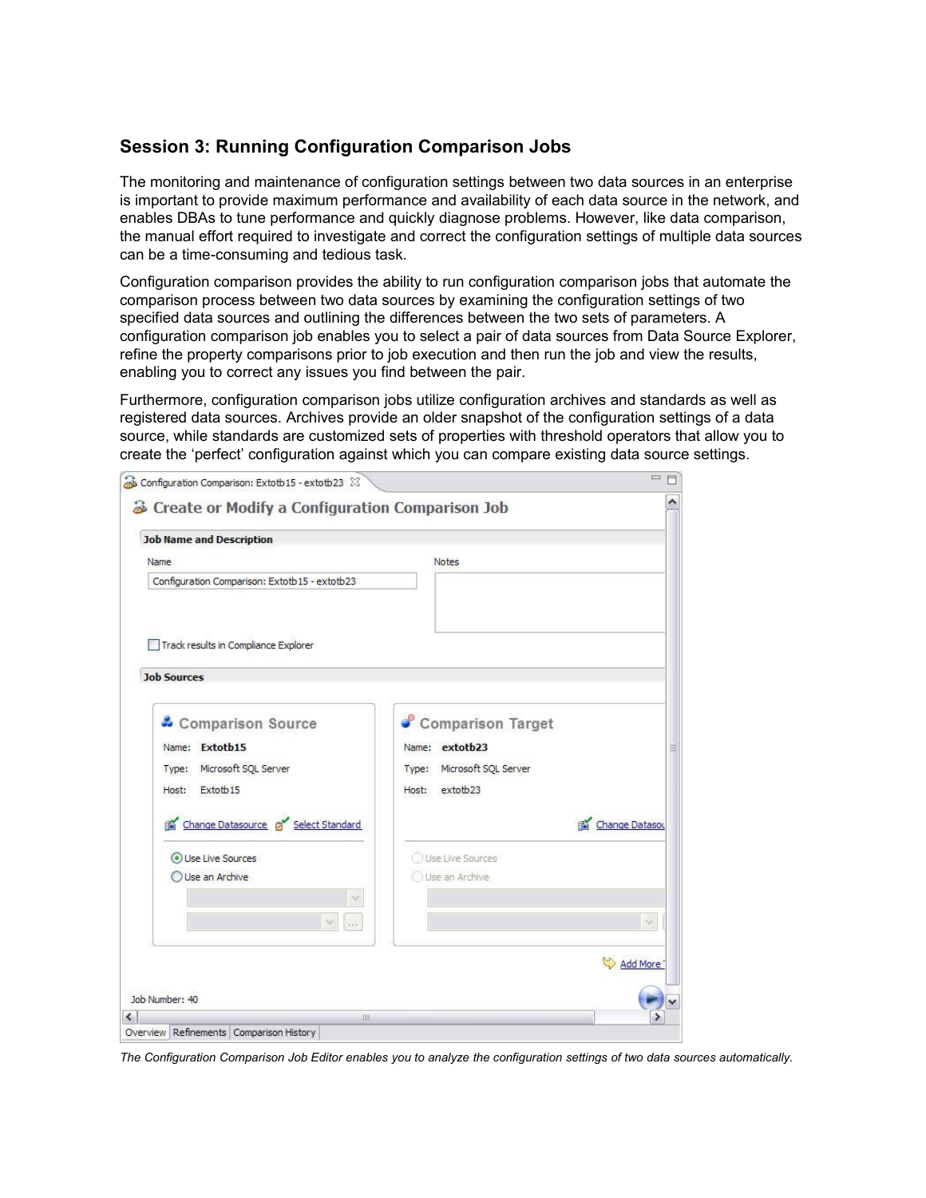## Session 3: Running Configuration Comparison Jobs

The monitoring and maintenance of configuration settings between two data sources in an enterprise is important to provide maximum performance and availability of each data source in the network, and enables DBAs to tune performance and quickly diagnose problems. However, like data comparison, the manual effort required to investigate and correct the configuration settings of multiple data sources can be a time-consuming and tedious task.

Configuration comparison provides the ability to run configuration comparison jobs that automate the comparison process between two data sources by examining the configuration settings of two specified data sources and outlining the differences between the two sets of parameters. A configuration comparison job enables you to select a pair of data sources from Data Source Explorer, refine the property comparisons prior to job execution and then run the job and view the results, enabling you to correct any issues you find between the pair.

Furthermore, configuration comparison jobs utilize configuration archives and standards as well as registered data sources. Archives provide an older snapshot of the configuration settings of a data source, while standards are customized sets of properties with threshold operators that allow you to create the 'perfect' configuration against which you can compare existing data source settings.

*The Configuration Comparison Job Editor enables you to analyze the configuration settings of two data sources automatically.*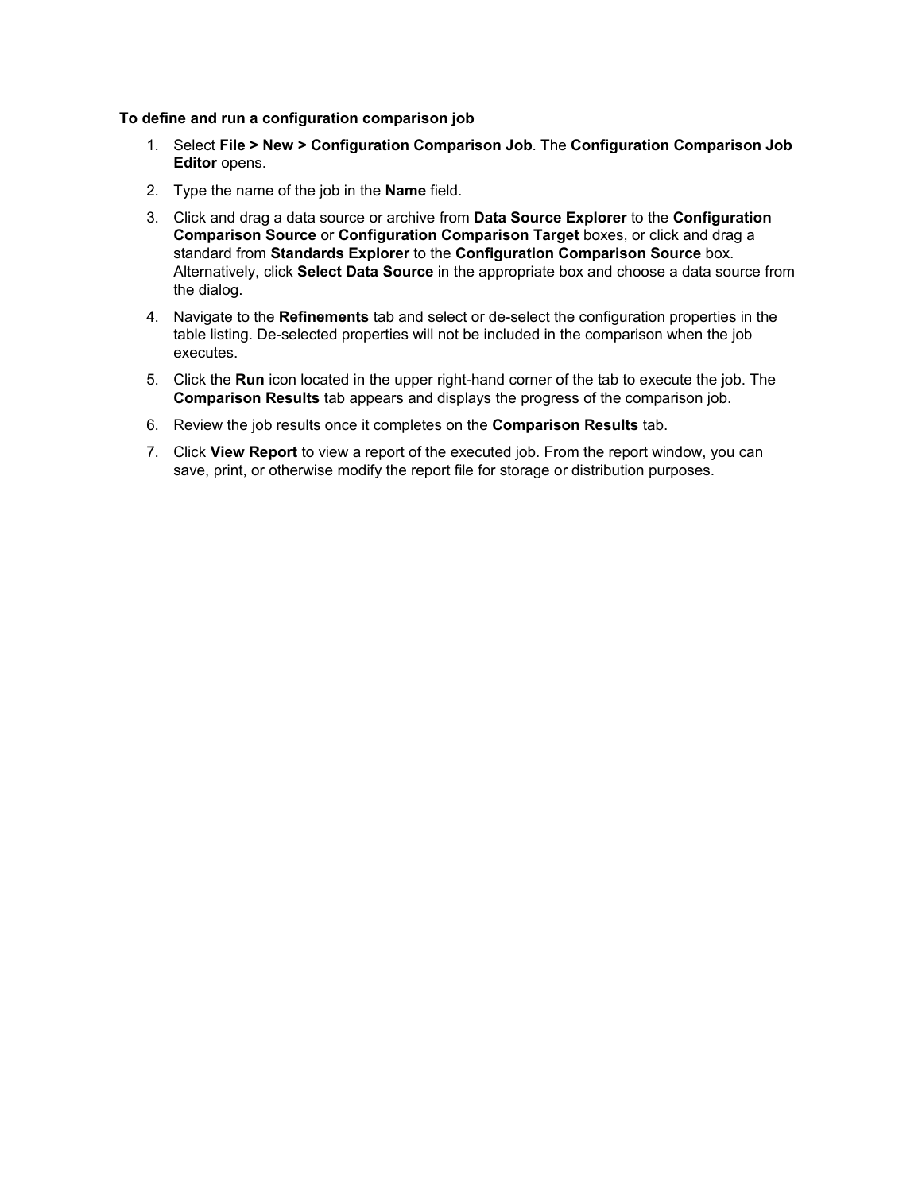**To define and run a configuration comparison job**

1. Select **File > New > Configuration Comparison Job**. The **Configuration Comparison Job Editor** opens.
2. Type the name of the job in the **Name** field.
3. Click and drag a data source or archive from **Data Source Explorer** to the **Configuration Comparison Source** or **Configuration Comparison Target** boxes, or click and drag a standard from **Standards Explorer** to the **Configuration Comparison Source** box. Alternatively, click **Select Data Source** in the appropriate box and choose a data source from the dialog.
4. Navigate to the **Refinements** tab and select or de-select the configuration properties in the table listing. De-selected properties will not be included in the comparison when the job executes.
5. Click the **Run** icon located in the upper right-hand corner of the tab to execute the job. The **Comparison Results** tab appears and displays the progress of the comparison job.
6. Review the job results once it completes on the **Comparison Results** tab.
7. Click **View Report** to view a report of the executed job. From the report window, you can save, print, or otherwise modify the report file for storage or distribution purposes.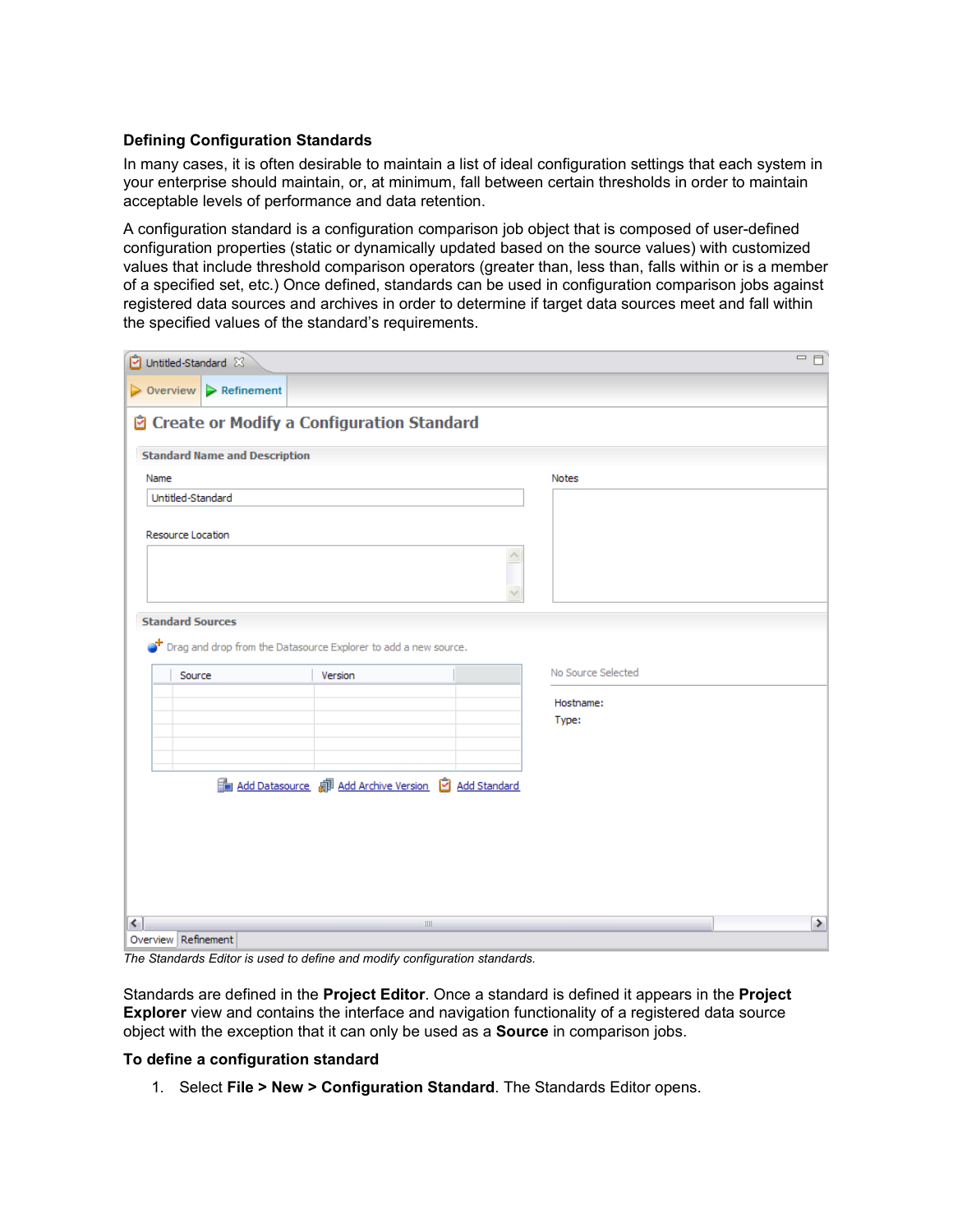**Defining Configuration Standards**

In many cases, it is often desirable to maintain a list of ideal configuration settings that each system in your enterprise should maintain, or, at minimum, fall between certain thresholds in order to maintain acceptable levels of performance and data retention.

A configuration standard is a configuration comparison job object that is composed of user-defined configuration properties (static or dynamically updated based on the source values) with customized values that include threshold comparison operators (greater than, less than, falls within or is a member of a specified set, etc.) Once defined, standards can be used in configuration comparison jobs against registered data sources and archives in order to determine if target data sources meet and fall within the specified values of the standard's requirements.

*The Standards Editor is used to define and modify configuration standards.*

Standards are defined in the **Project Editor**. Once a standard is defined it appears in the **Project Explorer** view and contains the interface and navigation functionality of a registered data source object with the exception that it can only be used as a **Source** in comparison jobs.

**To define a configuration standard**

1. Select **File > New > Configuration Standard**. The Standards Editor opens.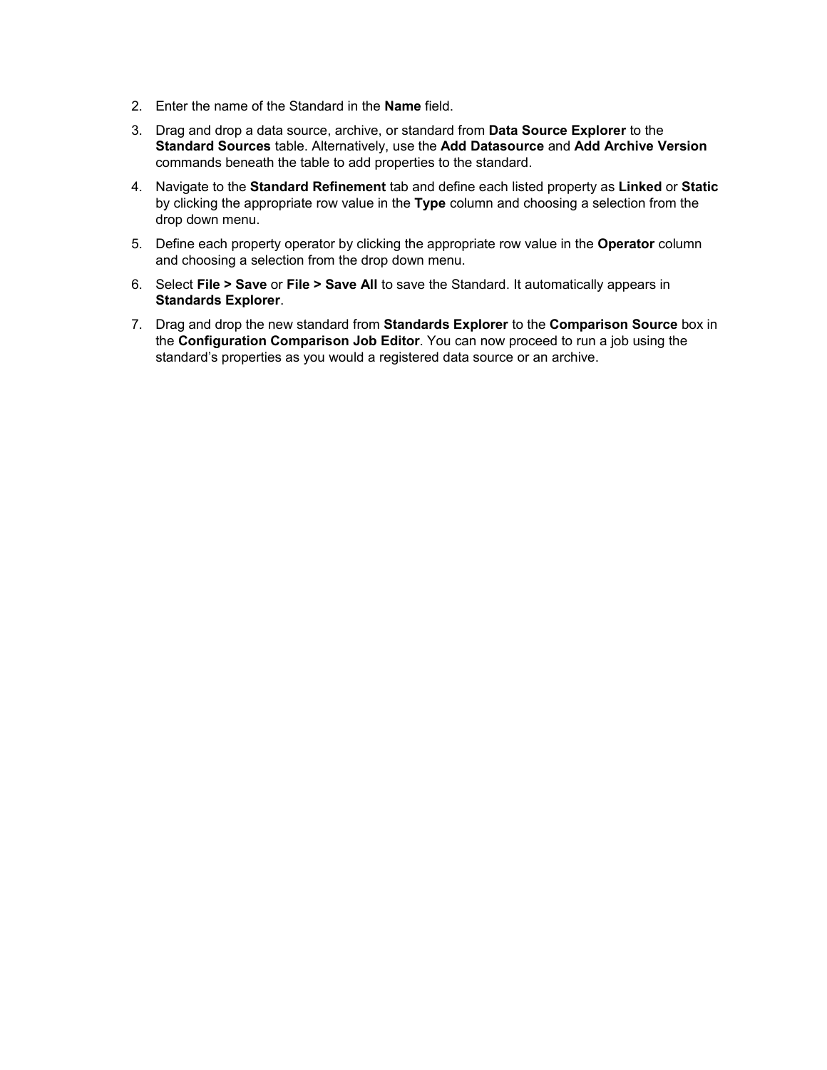2. Enter the name of the Standard in the **Name** field.
3. Drag and drop a data source, archive, or standard from **Data Source Explorer** to the **Standard Sources** table. Alternatively, use the **Add Datasource** and **Add Archive Version** commands beneath the table to add properties to the standard.
4. Navigate to the **Standard Refinement** tab and define each listed property as **Linked** or **Static** by clicking the appropriate row value in the **Type** column and choosing a selection from the drop down menu.
5. Define each property operator by clicking the appropriate row value in the **Operator** column and choosing a selection from the drop down menu.
6. Select **File > Save** or **File > Save All** to save the Standard. It automatically appears in **Standards Explorer**.
7. Drag and drop the new standard from **Standards Explorer** to the **Comparison Source** box in the **Configuration Comparison Job Editor**. You can now proceed to run a job using the standard's properties as you would a registered data source or an archive.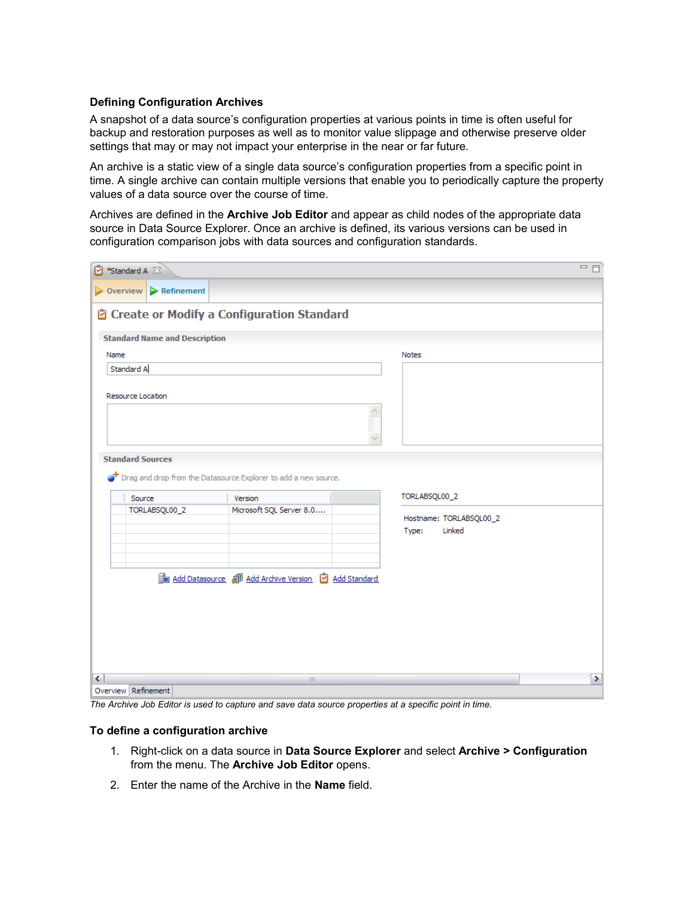### Defining Configuration Archives

A snapshot of a data source's configuration properties at various points in time is often useful for backup and restoration purposes as well as to monitor value slippage and otherwise preserve older settings that may or may not impact your enterprise in the near or far future.

An archive is a static view of a single data source's configuration properties from a specific point in time. A single archive can contain multiple versions that enable you to periodically capture the property values of a data source over the course of time.

Archives are defined in the **Archive Job Editor** and appear as child nodes of the appropriate data source in Data Source Explorer. Once an archive is defined, its various versions can be used in configuration comparison jobs with data sources and configuration standards.

*The Archive Job Editor is used to capture and save data source properties at a specific point in time.*

### To define a configuration archive

1. Right-click on a data source in **Data Source Explorer** and select **Archive > Configuration** from the menu. The **Archive Job Editor** opens.
2. Enter the name of the Archive in the **Name** field.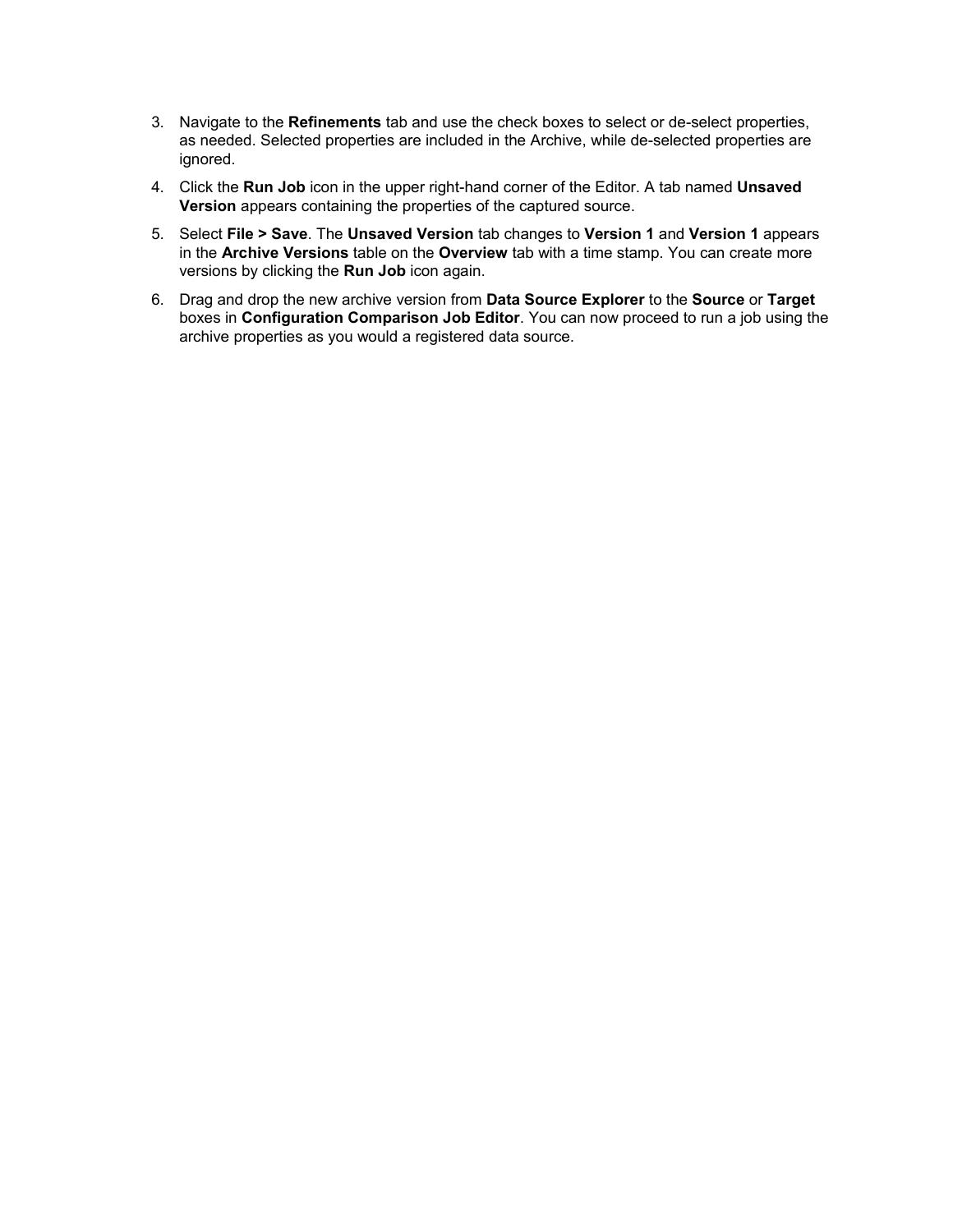3. Navigate to the **Refinements** tab and use the check boxes to select or de-select properties, as needed. Selected properties are included in the Archive, while de-selected properties are ignored.
4. Click the **Run Job** icon in the upper right-hand corner of the Editor. A tab named **Unsaved Version** appears containing the properties of the captured source.
5. Select **File > Save**. The **Unsaved Version** tab changes to **Version 1** and **Version 1** appears in the **Archive Versions** table on the **Overview** tab with a time stamp. You can create more versions by clicking the **Run Job** icon again.
6. Drag and drop the new archive version from **Data Source Explorer** to the **Source** or **Target** boxes in **Configuration Comparison Job Editor**. You can now proceed to run a job using the archive properties as you would a registered data source.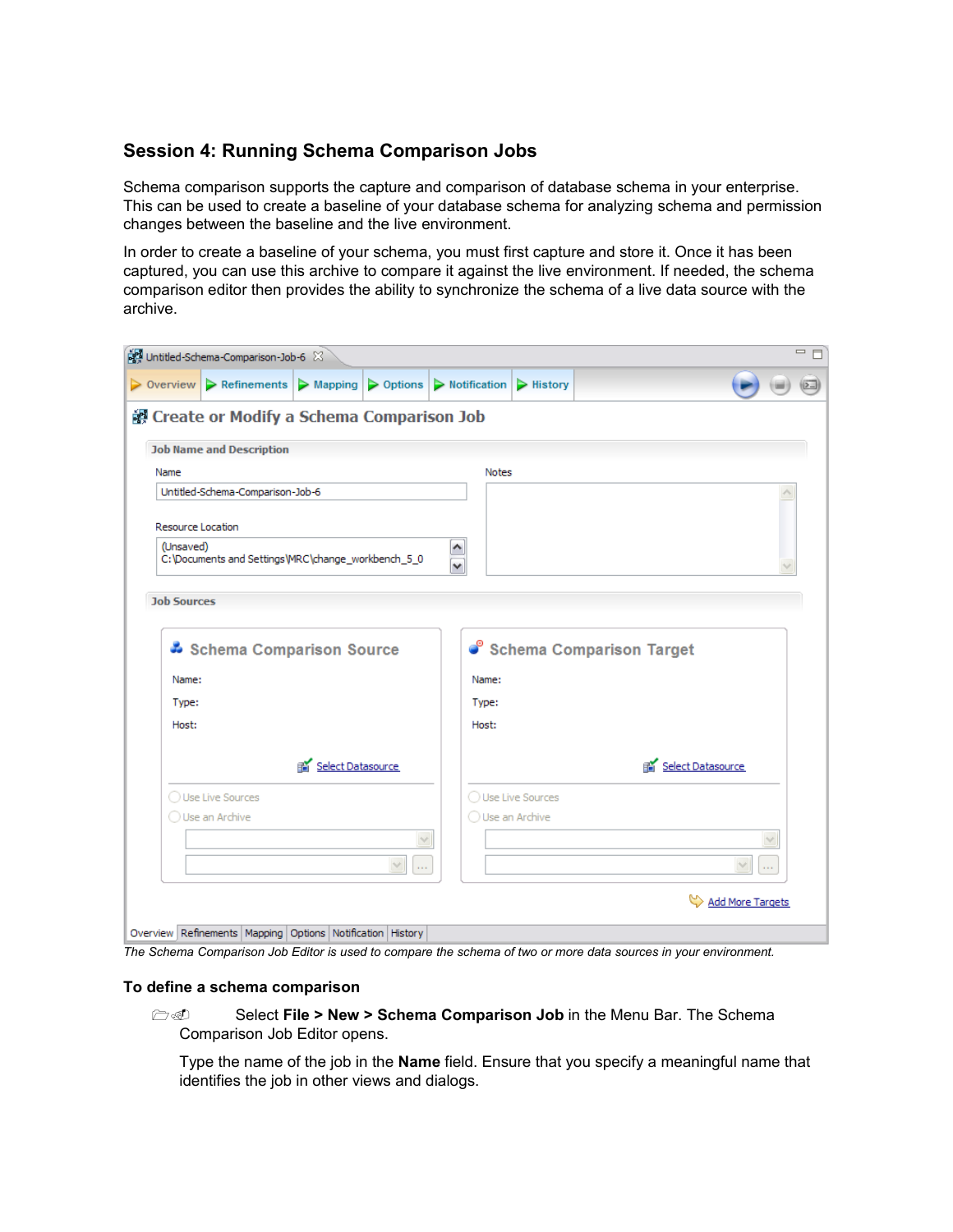## Session 4: Running Schema Comparison Jobs

Schema comparison supports the capture and comparison of database schema in your enterprise. This can be used to create a baseline of your database schema for analyzing schema and permission changes between the baseline and the live environment.

In order to create a baseline of your schema, you must first capture and store it. Once it has been captured, you can use this archive to compare it against the live environment. If needed, the schema comparison editor then provides the ability to synchronize the schema of a live data source with the archive.

*The Schema Comparison Job Editor is used to compare the schema of two or more data sources in your environment.*

### To define a schema comparison

Select **File > New > Schema Comparison Job** in the Menu Bar. The Schema Comparison Job Editor opens.

Type the name of the job in the **Name** field. Ensure that you specify a meaningful name that identifies the job in other views and dialogs.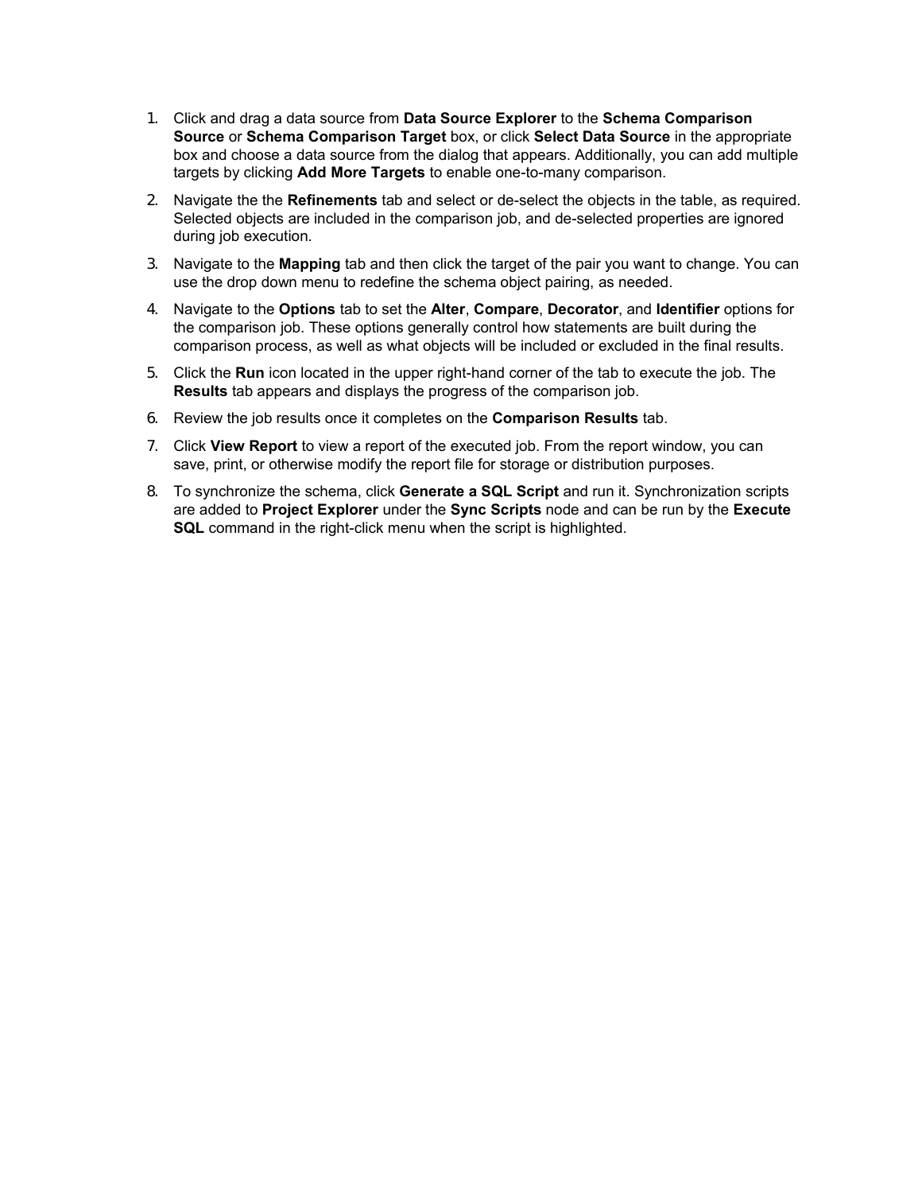1. Click and drag a data source from **Data Source Explorer** to the **Schema Comparison Source** or **Schema Comparison Target** box, or click **Select Data Source** in the appropriate box and choose a data source from the dialog that appears. Additionally, you can add multiple targets by clicking **Add More Targets** to enable one-to-many comparison.
2. Navigate the the **Refinements** tab and select or de-select the objects in the table, as required. Selected objects are included in the comparison job, and de-selected properties are ignored during job execution.
3. Navigate to the **Mapping** tab and then click the target of the pair you want to change. You can use the drop down menu to redefine the schema object pairing, as needed.
4. Navigate to the **Options** tab to set the **Alter**, **Compare**, **Decorator**, and **Identifier** options for the comparison job. These options generally control how statements are built during the comparison process, as well as what objects will be included or excluded in the final results.
5. Click the **Run** icon located in the upper right-hand corner of the tab to execute the job. The **Results** tab appears and displays the progress of the comparison job.
6. Review the job results once it completes on the **Comparison Results** tab.
7. Click **View Report** to view a report of the executed job. From the report window, you can save, print, or otherwise modify the report file for storage or distribution purposes.
8. To synchronize the schema, click **Generate a SQL Script** and run it. Synchronization scripts are added to **Project Explorer** under the **Sync Scripts** node and can be run by the **Execute SQL** command in the right-click menu when the script is highlighted.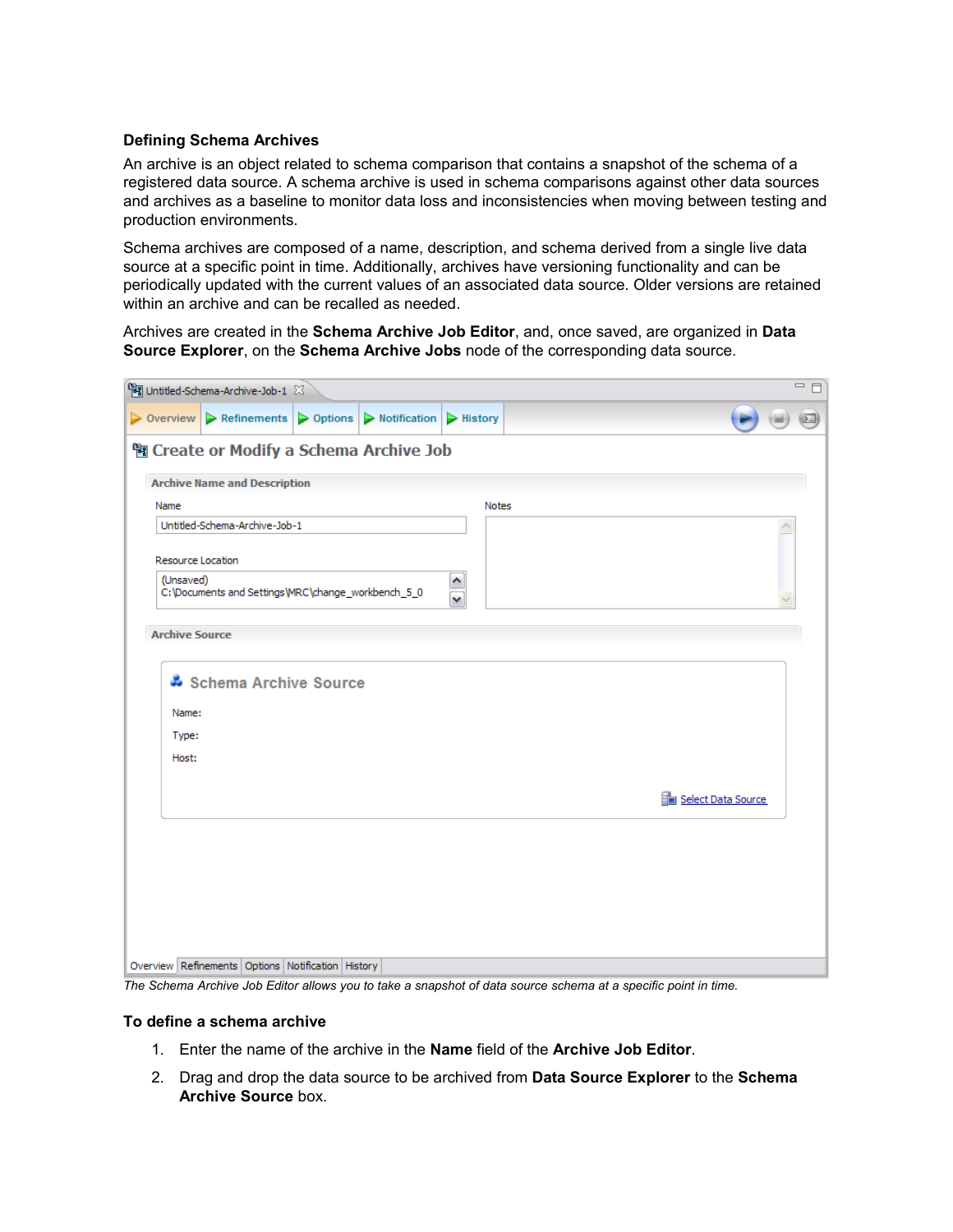### Defining Schema Archives

An archive is an object related to schema comparison that contains a snapshot of the schema of a registered data source. A schema archive is used in schema comparisons against other data sources and archives as a baseline to monitor data loss and inconsistencies when moving between testing and production environments.

Schema archives are composed of a name, description, and schema derived from a single live data source at a specific point in time. Additionally, archives have versioning functionality and can be periodically updated with the current values of an associated data source. Older versions are retained within an archive and can be recalled as needed.

Archives are created in the **Schema Archive Job Editor**, and, once saved, are organized in **Data Source Explorer**, on the **Schema Archive Jobs** node of the corresponding data source.

*The Schema Archive Job Editor allows you to take a snapshot of data source schema at a specific point in time.*

### To define a schema archive

1. Enter the name of the archive in the **Name** field of the **Archive Job Editor**.
2. Drag and drop the data source to be archived from **Data Source Explorer** to the **Schema Archive Source** box.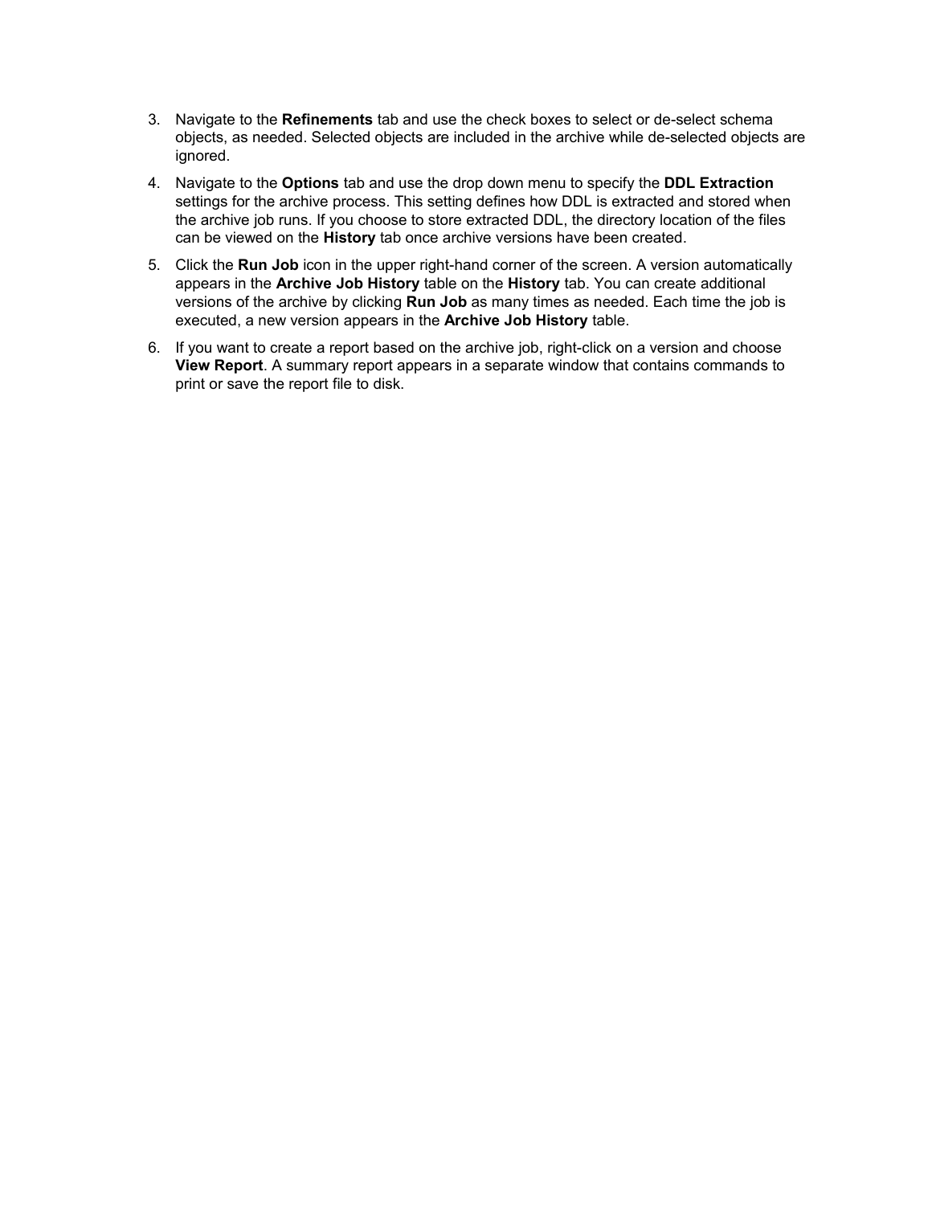3. Navigate to the **Refinements** tab and use the check boxes to select or de-select schema objects, as needed. Selected objects are included in the archive while de-selected objects are ignored.
4. Navigate to the **Options** tab and use the drop down menu to specify the **DDL Extraction** settings for the archive process. This setting defines how DDL is extracted and stored when the archive job runs. If you choose to store extracted DDL, the directory location of the files can be viewed on the **History** tab once archive versions have been created.
5. Click the **Run Job** icon in the upper right-hand corner of the screen. A version automatically appears in the **Archive Job History** table on the **History** tab. You can create additional versions of the archive by clicking **Run Job** as many times as needed. Each time the job is executed, a new version appears in the **Archive Job History** table.
6. If you want to create a report based on the archive job, right-click on a version and choose **View Report**. A summary report appears in a separate window that contains commands to print or save the report file to disk.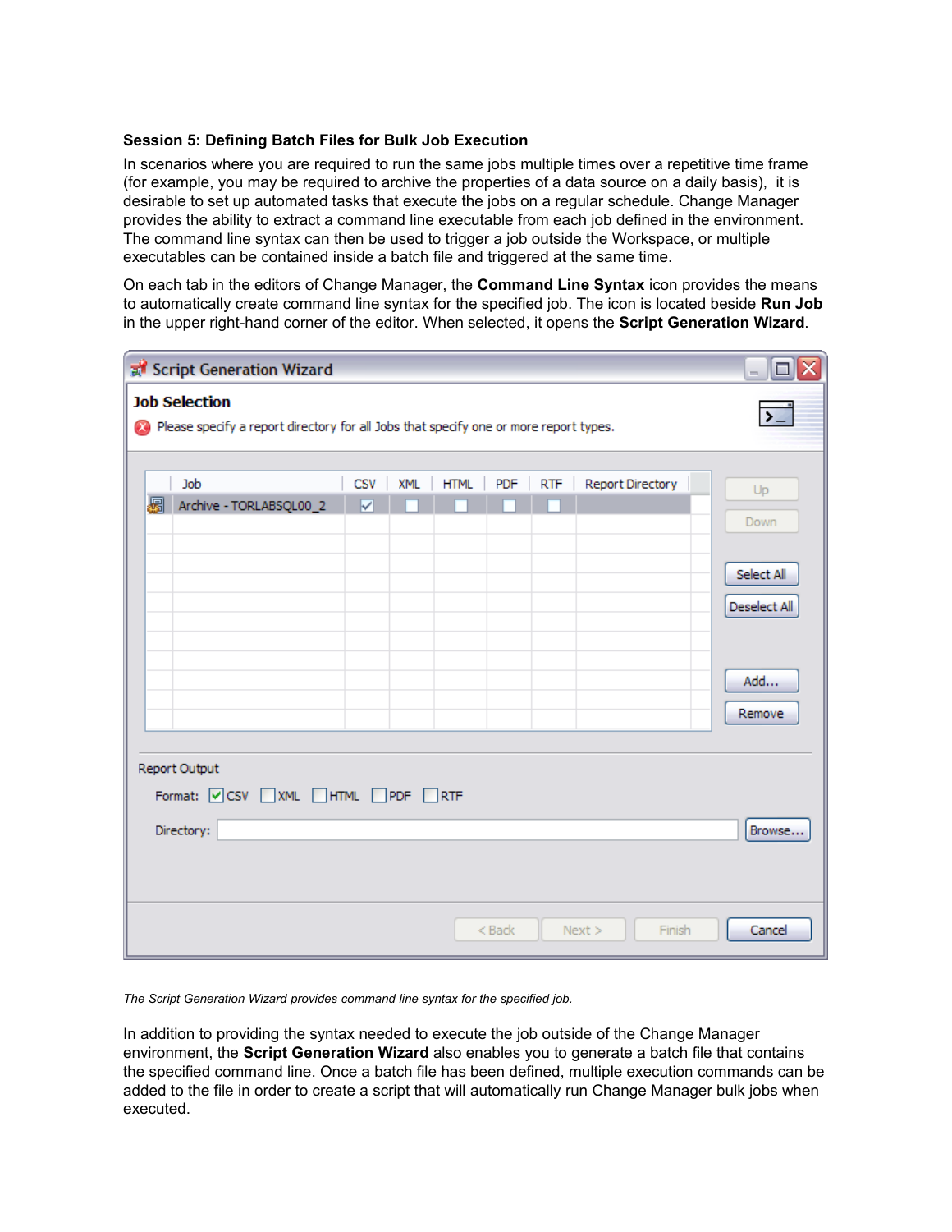### Session 5: Defining Batch Files for Bulk Job Execution

In scenarios where you are required to run the same jobs multiple times over a repetitive time frame (for example, you may be required to archive the properties of a data source on a daily basis), it is desirable to set up automated tasks that execute the jobs on a regular schedule. Change Manager provides the ability to extract a command line executable from each job defined in the environment. The command line syntax can then be used to trigger a job outside the Workspace, or multiple executables can be contained inside a batch file and triggered at the same time.

On each tab in the editors of Change Manager, the **Command Line Syntax** icon provides the means to automatically create command line syntax for the specified job. The icon is located beside **Run Job** in the upper right-hand corner of the editor. When selected, it opens the **Script Generation Wizard**.

*The Script Generation Wizard provides command line syntax for the specified job.*

In addition to providing the syntax needed to execute the job outside of the Change Manager environment, the **Script Generation Wizard** also enables you to generate a batch file that contains the specified command line. Once a batch file has been defined, multiple execution commands can be added to the file in order to create a script that will automatically run Change Manager bulk jobs when executed.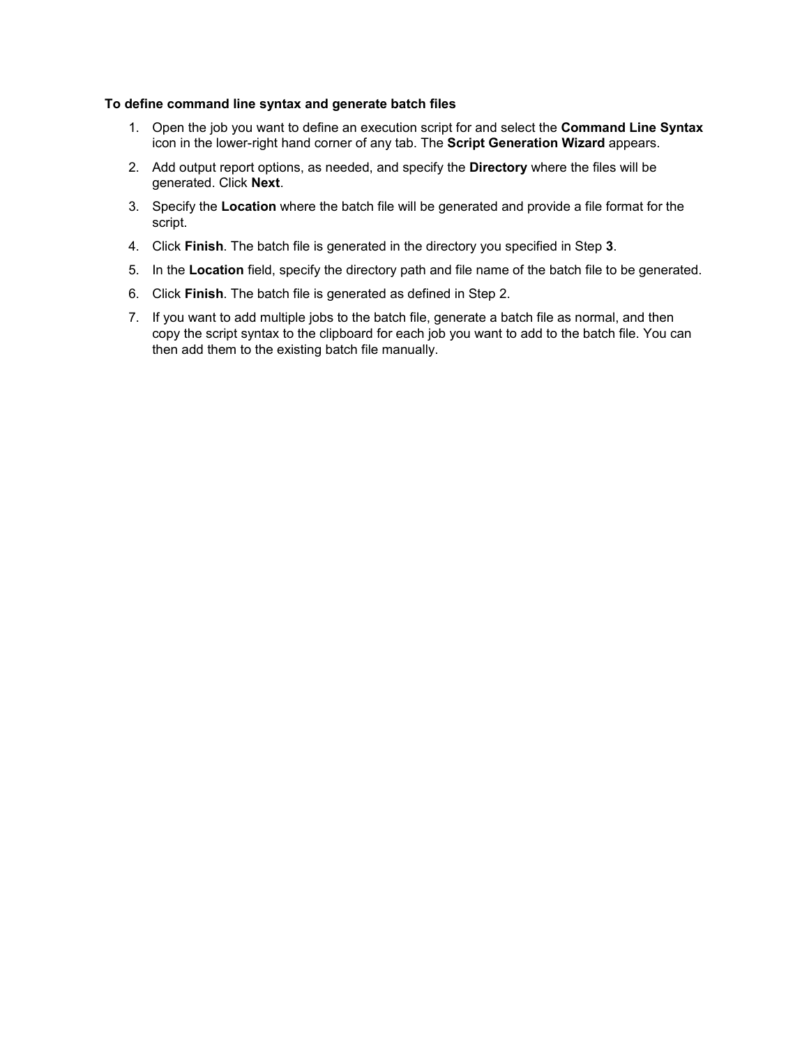**To define command line syntax and generate batch files**

1. Open the job you want to define an execution script for and select the **Command Line Syntax** icon in the lower-right hand corner of any tab. The **Script Generation Wizard** appears.
2. Add output report options, as needed, and specify the **Directory** where the files will be generated. Click **Next**.
3. Specify the **Location** where the batch file will be generated and provide a file format for the script.
4. Click **Finish**. The batch file is generated in the directory you specified in Step **3**.
5. In the **Location** field, specify the directory path and file name of the batch file to be generated.
6. Click **Finish**. The batch file is generated as defined in Step 2.
7. If you want to add multiple jobs to the batch file, generate a batch file as normal, and then copy the script syntax to the clipboard for each job you want to add to the batch file. You can then add them to the existing batch file manually.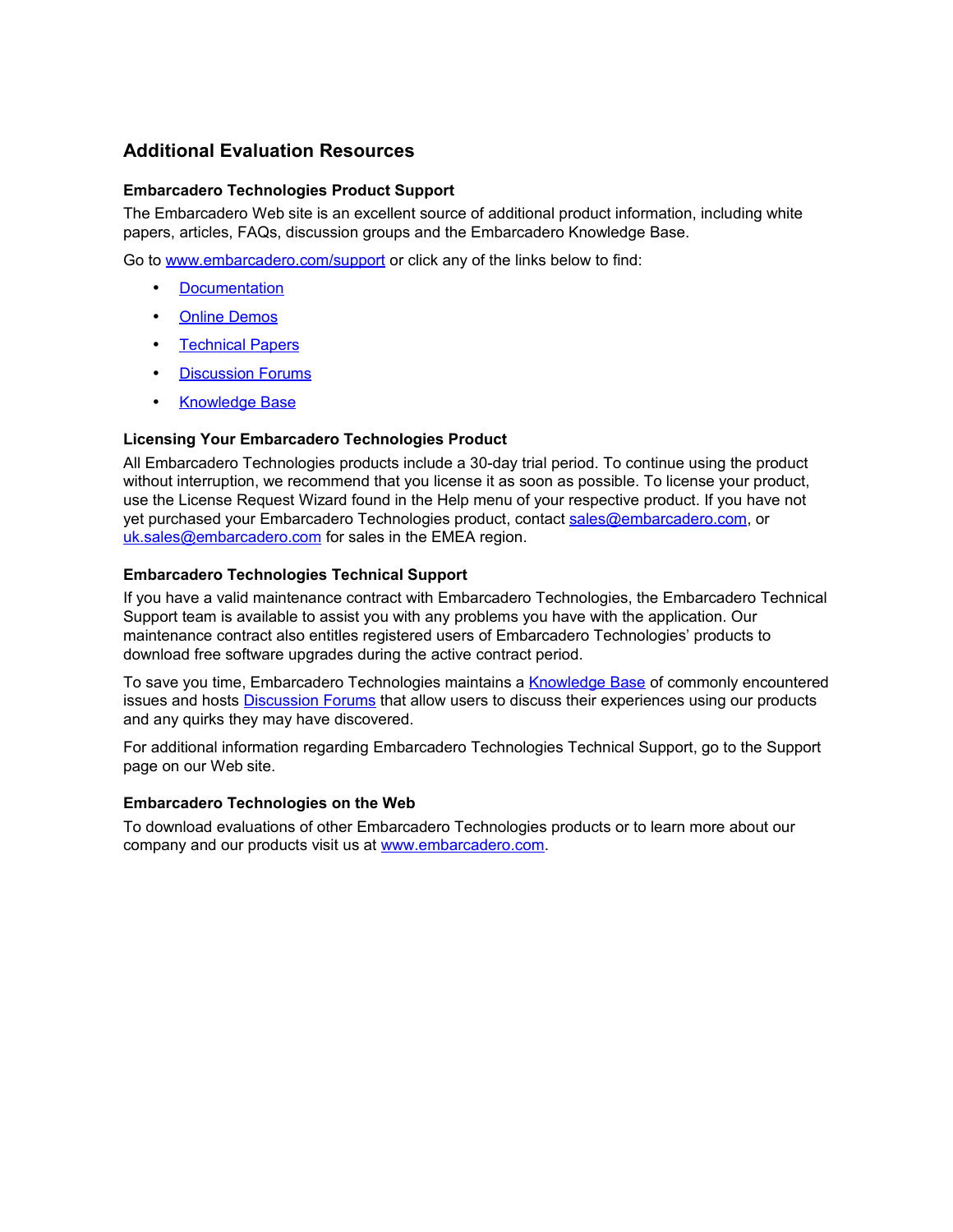## Additional Evaluation Resources

### Embarcadero Technologies Product Support

The Embarcadero Web site is an excellent source of additional product information, including white papers, articles, FAQs, discussion groups and the Embarcadero Knowledge Base.

Go to www.embarcadero.com/support or click any of the links below to find:

- Documentation
- Online Demos
- Technical Papers
- Discussion Forums
- Knowledge Base

### Licensing Your Embarcadero Technologies Product

All Embarcadero Technologies products include a 30-day trial period. To continue using the product without interruption, we recommend that you license it as soon as possible. To license your product, use the License Request Wizard found in the Help menu of your respective product. If you have not yet purchased your Embarcadero Technologies product, contact sales@embarcadero.com, or uk.sales@embarcadero.com for sales in the EMEA region.

### Embarcadero Technologies Technical Support

If you have a valid maintenance contract with Embarcadero Technologies, the Embarcadero Technical Support team is available to assist you with any problems you have with the application. Our maintenance contract also entitles registered users of Embarcadero Technologies' products to download free software upgrades during the active contract period.

To save you time, Embarcadero Technologies maintains a Knowledge Base of commonly encountered issues and hosts Discussion Forums that allow users to discuss their experiences using our products and any quirks they may have discovered.

For additional information regarding Embarcadero Technologies Technical Support, go to the Support page on our Web site.

### Embarcadero Technologies on the Web

To download evaluations of other Embarcadero Technologies products or to learn more about our company and our products visit us at www.embarcadero.com.